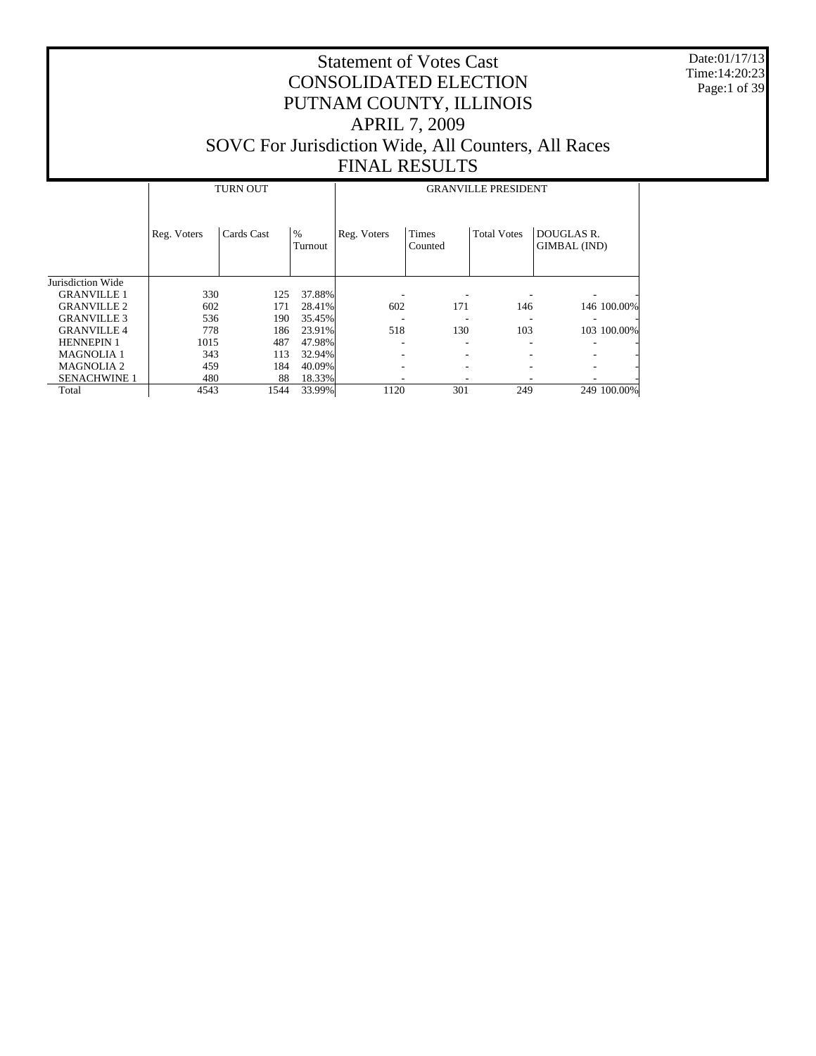# Statement of Votes Cast
# CONSOLIDATED ELECTION
# PUTNAM COUNTY, ILLINOIS
# APRIL 7, 2009
# SOVC For Jurisdiction Wide, All Counters, All Races
# FINAL RESULTS

Date:01/17/13
Time:14:20:23

| | TURN OUT | | | GRANVILLE PRESIDENT | | | | |
|---|---|---|---|---|---|---|---|---|
| | Reg. Voters | Cards Cast | % Turnout | Reg. Voters | Times Counted | Total Votes | DOUGLAS R. GIMBAL (IND) | |
| Jurisdiction Wide | | | | | | | | |
| GRANVILLE 1 | 330 | 125 | 37.88% | - | - | - | - | - |
| GRANVILLE 2 | 602 | 171 | 28.41% | 602 | 171 | 146 | 146 | 100.00% |
| GRANVILLE 3 | 536 | 190 | 35.45% | - | - | - | - | - |
| GRANVILLE 4 | 778 | 186 | 23.91% | 518 | 130 | 103 | 103 | 100.00% |
| HENNEPIN 1 | 1015 | 487 | 47.98% | - | - | - | - | - |
| MAGNOLIA 1 | 343 | 113 | 32.94% | - | - | - | - | - |
| MAGNOLIA 2 | 459 | 184 | 40.09% | - | - | - | - | - |
| SENACHWINE 1 | 480 | 88 | 18.33% | - | - | - | - | - |
| Total | 4543 | 1544 | 33.99% | 1120 | 301 | 249 | 249 | 100.00% |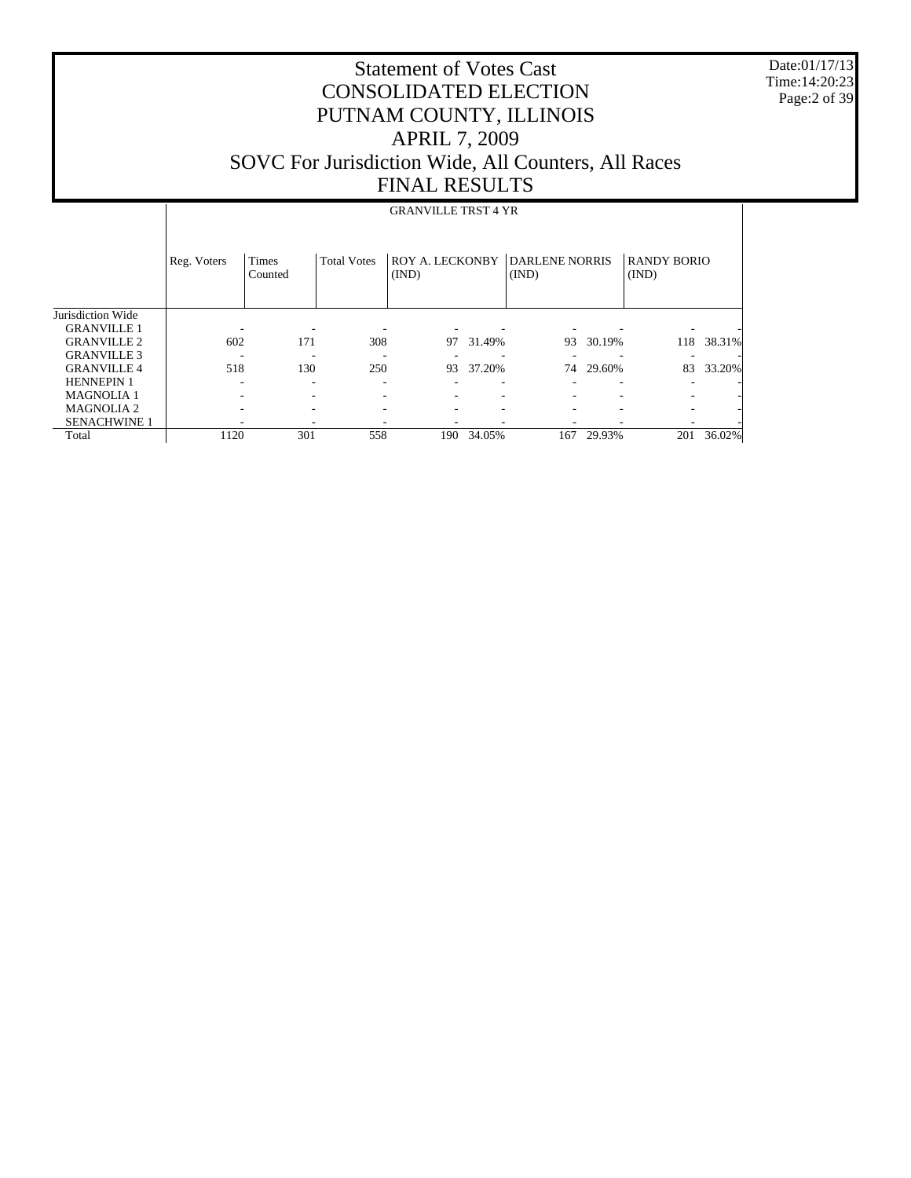# Statement of Votes Cast
# CONSOLIDATED ELECTION
# PUTNAM COUNTY, ILLINOIS
# APRIL 7, 2009
# SOVC For Jurisdiction Wide, All Counters, All Races
# FINAL RESULTS

Date:01/17/13
Time:14:20:23

GRANVILLE TRST 4 YR

| | Reg. Voters | Times Counted | Total Votes | ROY A. LECKONBY (IND) | | DARLENE NORRIS (IND) | | RANDY BORIO (IND) | |
|---|---|---|---|---|---|---|---|---|---|
| Jurisdiction Wide | | | | | | | | | |
| GRANVILLE 1 | - | - | - | - | - | - | - | - | - |
| GRANVILLE 2 | 602 | 171 | 308 | 97 | 31.49% | 93 | 30.19% | 118 | 38.31% |
| GRANVILLE 3 | - | - | - | - | - | - | - | - | - |
| GRANVILLE 4 | 518 | 130 | 250 | 93 | 37.20% | 74 | 29.60% | 83 | 33.20% |
| HENNEPIN 1 | - | - | - | - | - | - | - | - | - |
| MAGNOLIA 1 | - | - | - | - | - | - | - | - | - |
| MAGNOLIA 2 | - | - | - | - | - | - | - | - | - |
| SENACHWINE 1 | - | - | - | - | - | - | - | - | - |
| Total | 1120 | 301 | 558 | 190 | 34.05% | 167 | 29.93% | 201 | 36.02% |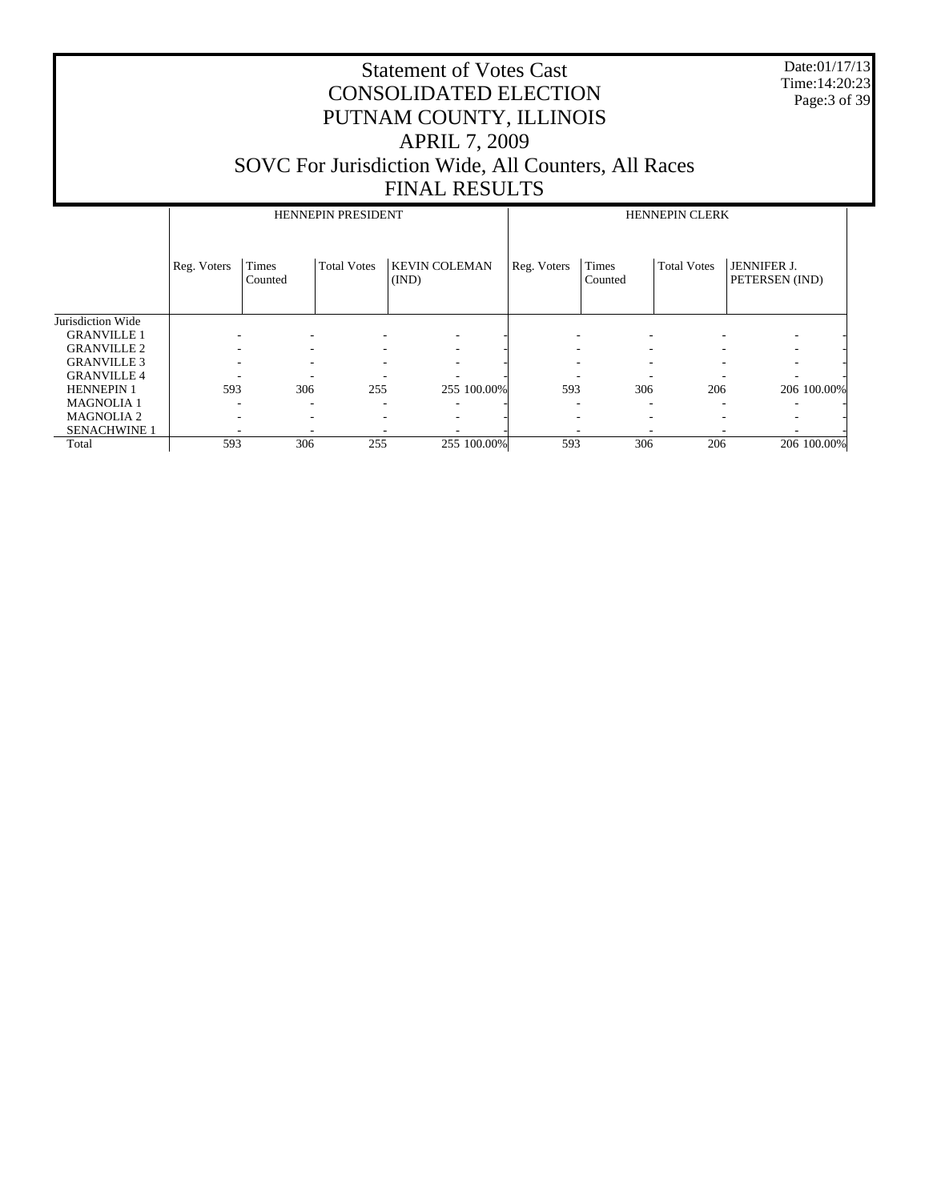# Statement of Votes Cast
# CONSOLIDATED ELECTION
# PUTNAM COUNTY, ILLINOIS
# APRIL 7, 2009
# SOVC For Jurisdiction Wide, All Counters, All Races
# FINAL RESULTS

| | HENNEPIN PRESIDENT | | | | | HENNEPIN CLERK | | | | |
|---|---|---|---|---|---|---|---|---|---|---|
| | Reg. Voters | Times Counted | Total Votes | KEVIN COLEMAN (IND) | | Reg. Voters | Times Counted | Total Votes | JENNIFER J. PETERSEN (IND) | |
| Jurisdiction Wide | | | | | | | | | | |
| GRANVILLE 1 | - | - | - | - | - | - | - | - | - | - |
| GRANVILLE 2 | - | - | - | - | - | - | - | - | - | - |
| GRANVILLE 3 | - | - | - | - | - | - | - | - | - | - |
| GRANVILLE 4 | - | - | - | - | - | - | - | - | - | - |
| HENNEPIN 1 | 593 | 306 | 255 | 255 | 100.00% | 593 | 306 | 206 | 206 | 100.00% |
| MAGNOLIA 1 | - | - | - | - | - | - | - | - | - | - |
| MAGNOLIA 2 | - | - | - | - | - | - | - | - | - | - |
| SENACHWINE 1 | - | - | - | - | - | - | - | - | - | - |
| Total | 593 | 306 | 255 | 255 | 100.00% | 593 | 306 | 206 | 206 | 100.00% |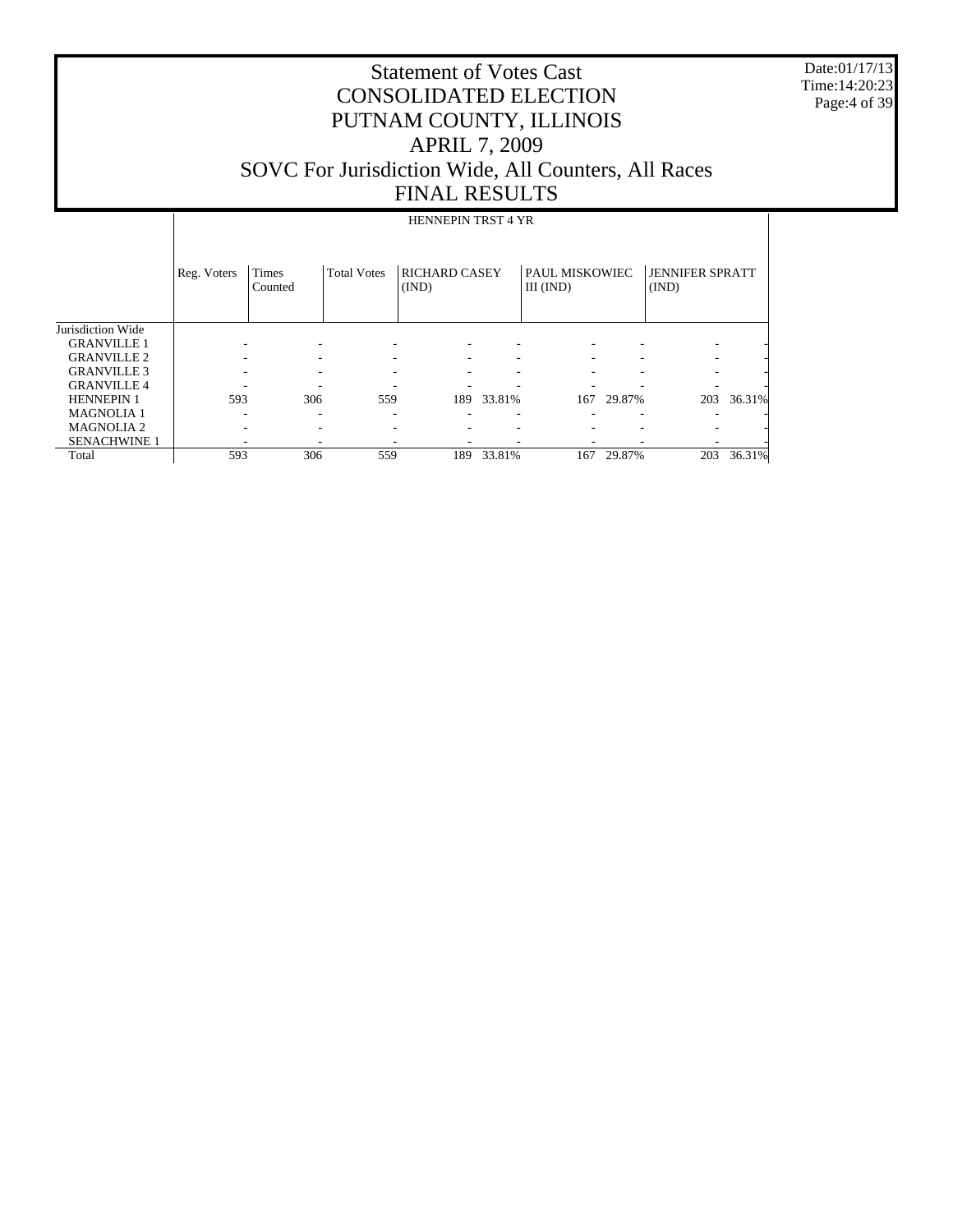# Statement of Votes Cast
# CONSOLIDATED ELECTION
# PUTNAM COUNTY, ILLINOIS
# APRIL 7, 2009
# SOVC For Jurisdiction Wide, All Counters, All Races
# FINAL RESULTS

Date:01/17/13
Time:14:20:23

| | HENNEPIN TRST 4 YR | | | | | | | | |
|---|---|---|---|---|---|---|---|---|---|
| | Reg. Voters | Times Counted | Total Votes | RICHARD CASEY (IND) | | PAUL MISKOWIEC III (IND) | | JENNIFER SPRATT (IND) | |
| Jurisdiction Wide | | | | | | | | | |
| GRANVILLE 1 | - | - | - | - | - | - | - | - | - |
| GRANVILLE 2 | - | - | - | - | - | - | - | - | - |
| GRANVILLE 3 | - | - | - | - | - | - | - | - | - |
| GRANVILLE 4 | - | - | - | - | - | - | - | - | - |
| HENNEPIN 1 | 593 | 306 | 559 | 189 | 33.81% | 167 | 29.87% | 203 | 36.31% |
| MAGNOLIA 1 | - | - | - | - | - | - | - | - | - |
| MAGNOLIA 2 | - | - | - | - | - | - | - | - | - |
| SENACHWINE 1 | - | - | - | - | - | - | - | - | - |
| Total | 593 | 306 | 559 | 189 | 33.81% | 167 | 29.87% | 203 | 36.31% |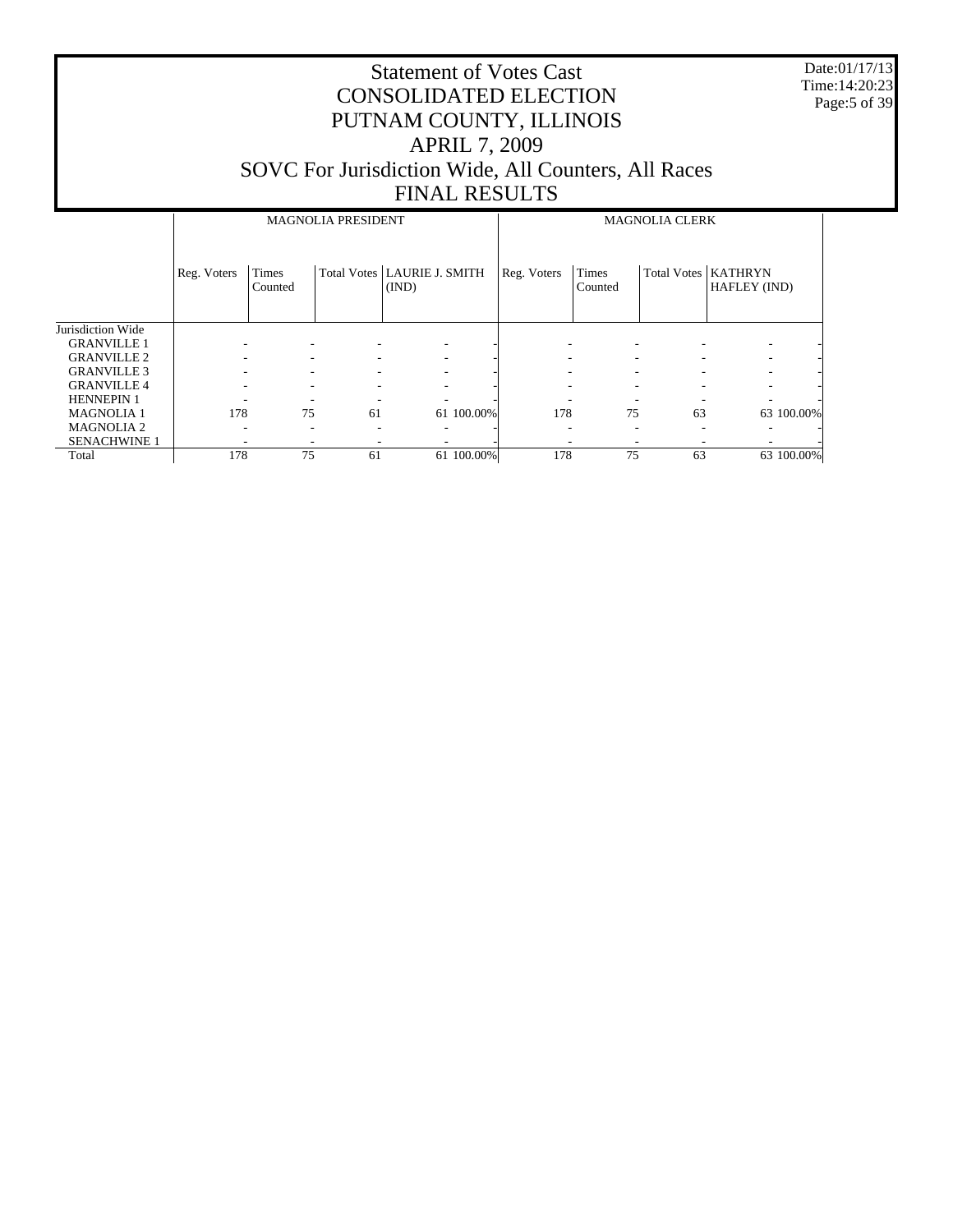# Statement of Votes Cast
# CONSOLIDATED ELECTION
# PUTNAM COUNTY, ILLINOIS
# APRIL 7, 2009
# SOVC For Jurisdiction Wide, All Counters, All Races
# FINAL RESULTS

Date:01/17/13
Time:14:20:23

| | MAGNOLIA PRESIDENT | | | | | MAGNOLIA CLERK | | | | |
|---|---|---|---|---|---|---|---|---|---|---|
| | Reg. Voters | Times Counted | Total Votes | LAURIE J. SMITH (IND) | | Reg. Voters | Times Counted | Total Votes | KATHRYN HAFLEY (IND) | |
| Jurisdiction Wide | | | | | | | | | | |
| GRANVILLE 1 | - | - | - | - | - | - | - | - | - | - |
| GRANVILLE 2 | - | - | - | - | - | - | - | - | - | - |
| GRANVILLE 3 | - | - | - | - | - | - | - | - | - | - |
| GRANVILLE 4 | - | - | - | - | - | - | - | - | - | - |
| HENNEPIN 1 | - | - | - | - | - | - | - | - | - | - |
| MAGNOLIA 1 | 178 | 75 | 61 | 61 | 100.00% | 178 | 75 | 63 | 63 | 100.00% |
| MAGNOLIA 2 | - | - | - | - | - | - | - | - | - | - |
| SENACHWINE 1 | - | - | - | - | - | - | - | - | - | - |
| Total | 178 | 75 | 61 | 61 | 100.00% | 178 | 75 | 63 | 63 | 100.00% |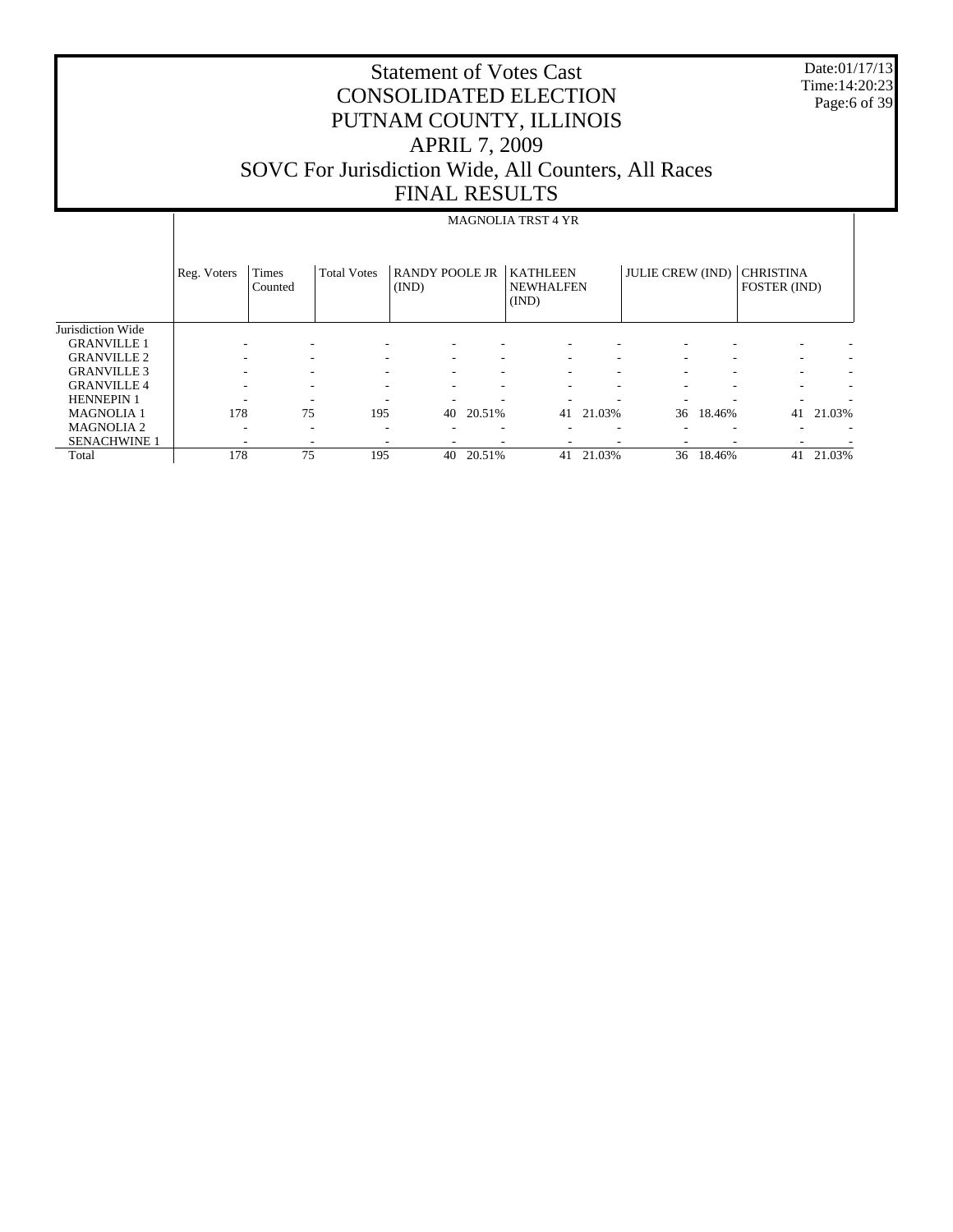# Statement of Votes Cast
# CONSOLIDATED ELECTION
# PUTNAM COUNTY, ILLINOIS
# APRIL 7, 2009
# SOVC For Jurisdiction Wide, All Counters, All Races
# FINAL RESULTS

Date:01/17/13
Time:14:20:23

| | MAGNOLIA TRST 4 YR | | | | | | | | | | |
|---|---|---|---|---|---|---|---|---|---|---|---|
| | Reg. Voters | Times Counted | Total Votes | RANDY POOLE JR (IND) | | KATHLEEN NEWHALFEN (IND) | | JULIE CREW (IND) | | CHRISTINA FOSTER (IND) | |
| Jurisdiction Wide | | | | | | | | | | | |
| GRANVILLE 1 | - | - | - | - | - | - | - | - | - | - | - |
| GRANVILLE 2 | - | - | - | - | - | - | - | - | - | - | - |
| GRANVILLE 3 | - | - | - | - | - | - | - | - | - | - | - |
| GRANVILLE 4 | - | - | - | - | - | - | - | - | - | - | - |
| HENNEPIN 1 | - | - | - | - | - | - | - | - | - | - | - |
| MAGNOLIA 1 | 178 | 75 | 195 | 40 | 20.51% | 41 | 21.03% | 36 | 18.46% | 41 | 21.03% |
| MAGNOLIA 2 | - | - | - | - | - | - | - | - | - | - | - |
| SENACHWINE 1 | - | - | - | - | - | - | - | - | - | - | - |
| Total | 178 | 75 | 195 | 40 | 20.51% | 41 | 21.03% | 36 | 18.46% | 41 | 21.03% |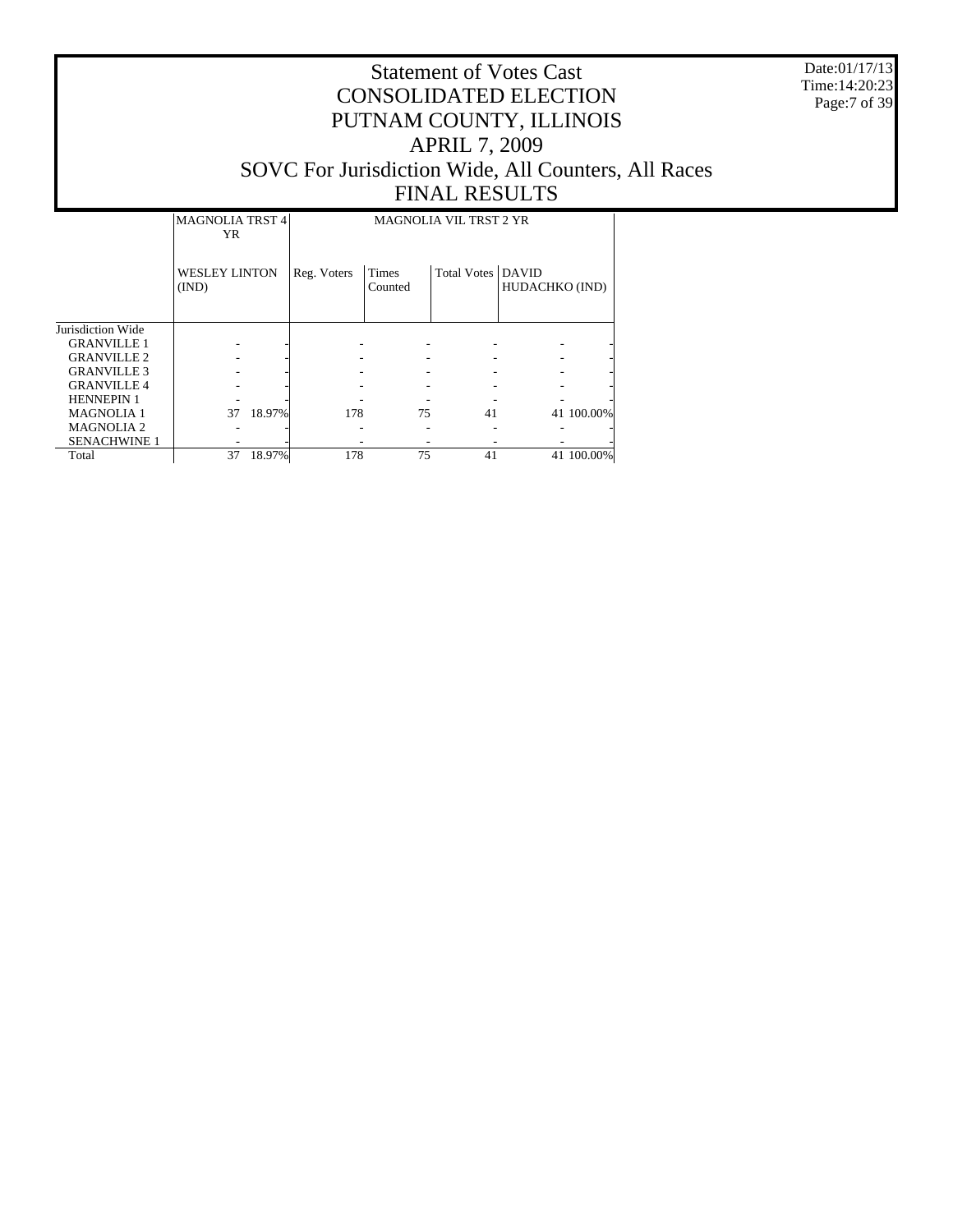# Statement of Votes Cast
# CONSOLIDATED ELECTION
# PUTNAM COUNTY, ILLINOIS
# APRIL 7, 2009
# SOVC For Jurisdiction Wide, All Counters, All Races
# FINAL RESULTS

Date:01/17/13
Time:14:20:23

| | MAGNOLIA TRST 4 YR | | MAGNOLIA VIL TRST 2 YR | | | | |
|---|---|---|---|---|---|---|---|
| | WESLEY LINTON (IND) | | Reg. Voters | Times Counted | Total Votes | DAVID HUDACHKO (IND) | |
| Jurisdiction Wide | | | | | | | |
| GRANVILLE 1 | - | - | - | - | - | - | - |
| GRANVILLE 2 | - | - | - | - | - | - | - |
| GRANVILLE 3 | - | - | - | - | - | - | - |
| GRANVILLE 4 | - | - | - | - | - | - | - |
| HENNEPIN 1 | - | - | - | - | - | - | - |
| MAGNOLIA 1 | 37 | 18.97% | 178 | 75 | 41 | 41 | 100.00% |
| MAGNOLIA 2 | - | - | - | - | - | - | - |
| SENACHWINE 1 | - | - | - | - | - | - | - |
| Total | 37 | 18.97% | 178 | 75 | 41 | 41 | 100.00% |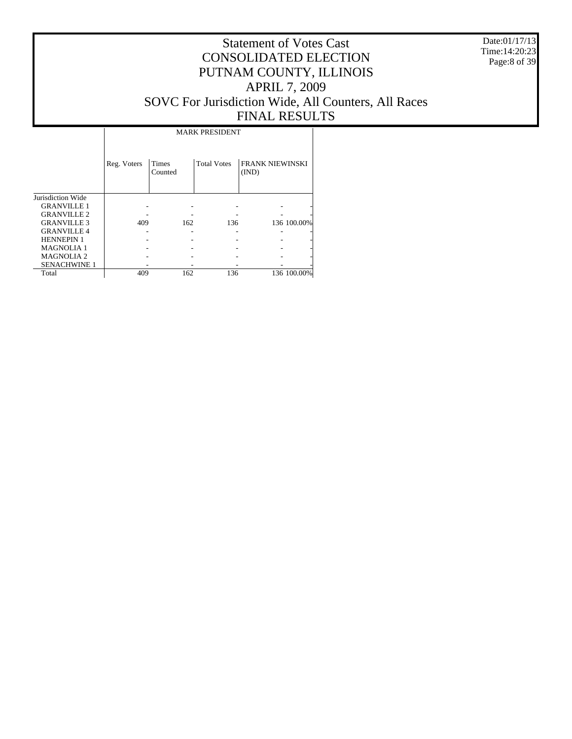# Statement of Votes Cast
# CONSOLIDATED ELECTION
# PUTNAM COUNTY, ILLINOIS
# APRIL 7, 2009
# SOVC For Jurisdiction Wide, All Counters, All Races
# FINAL RESULTS

Date:01/17/13
Time:14:20:23

| | MARK PRESIDENT | | | | |
|---|---|---|---|---|---|
| | Reg. Voters | Times Counted | Total Votes | FRANK NIEWINSKI (IND) | |
| Jurisdiction Wide | | | | | |
| GRANVILLE 1 | - | - | - | - | - |
| GRANVILLE 2 | - | - | - | - | - |
| GRANVILLE 3 | 409 | 162 | 136 | 136 | 100.00% |
| GRANVILLE 4 | - | - | - | - | - |
| HENNEPIN 1 | - | - | - | - | - |
| MAGNOLIA 1 | - | - | - | - | - |
| MAGNOLIA 2 | - | - | - | - | - |
| SENACHWINE 1 | - | - | - | - | - |
| Total | 409 | 162 | 136 | 136 | 100.00% |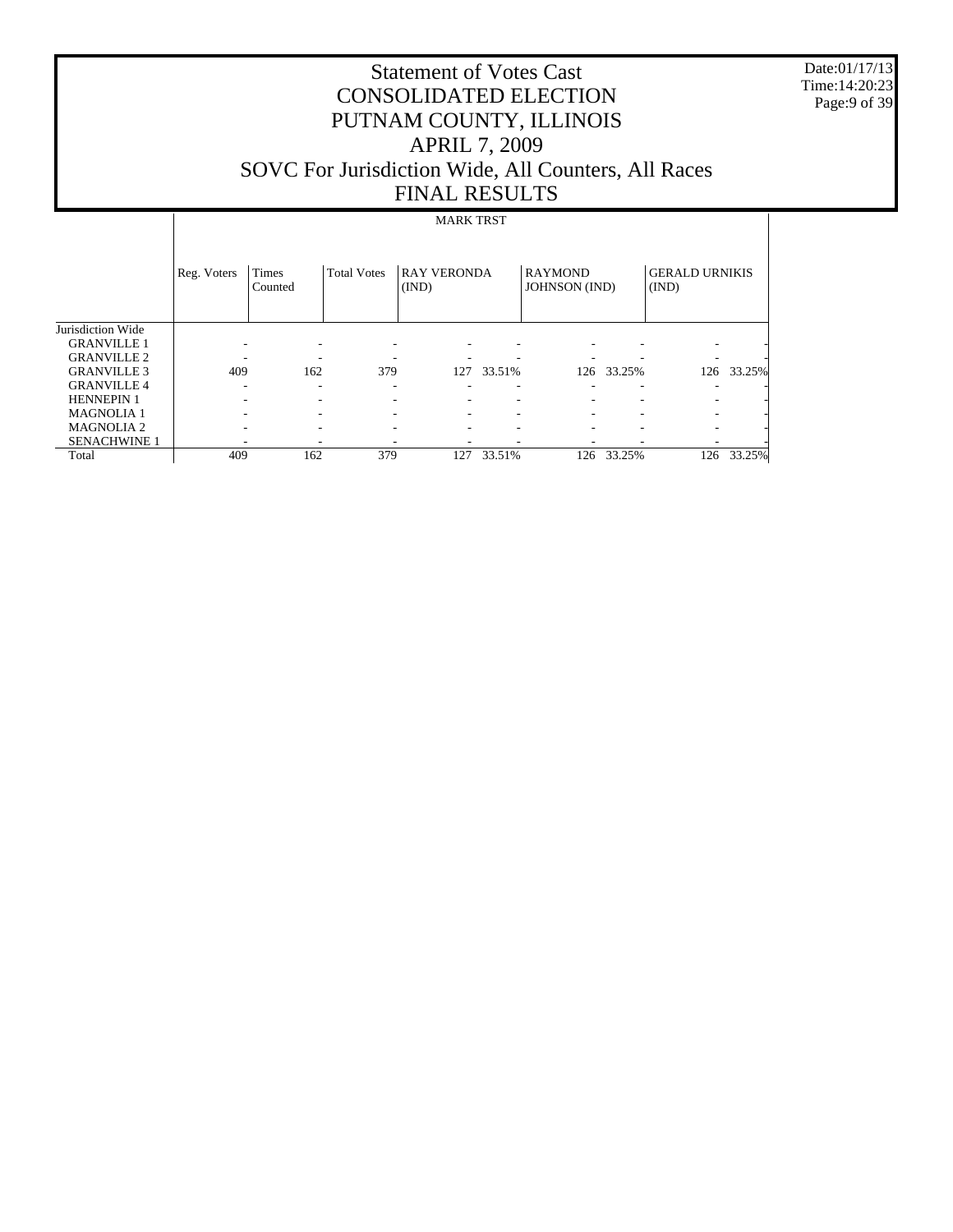# Statement of Votes Cast
# CONSOLIDATED ELECTION
# PUTNAM COUNTY, ILLINOIS
# APRIL 7, 2009
# SOVC For Jurisdiction Wide, All Counters, All Races
# FINAL RESULTS

Date:01/17/13
Time:14:20:23

| | MARK TRST | | | | | | | | |
|---|---|---|---|---|---|---|---|---|---|
| | Reg. Voters | Times Counted | Total Votes | RAY VERONDA (IND) | | RAYMOND JOHNSON (IND) | | GERALD URNIKIS (IND) | |
| Jurisdiction Wide | | | | | | | | | |
| GRANVILLE 1 | - | - | - | - | - | - | - | - | - |
| GRANVILLE 2 | - | - | - | - | - | - | - | - | - |
| GRANVILLE 3 | 409 | 162 | 379 | 127 | 33.51% | 126 | 33.25% | 126 | 33.25% |
| GRANVILLE 4 | - | - | - | - | - | - | - | - | - |
| HENNEPIN 1 | - | - | - | - | - | - | - | - | - |
| MAGNOLIA 1 | - | - | - | - | - | - | - | - | - |
| MAGNOLIA 2 | - | - | - | - | - | - | - | - | - |
| SENACHWINE 1 | - | - | - | - | - | - | - | - | - |
| Total | 409 | 162 | 379 | 127 | 33.51% | 126 | 33.25% | 126 | 33.25% |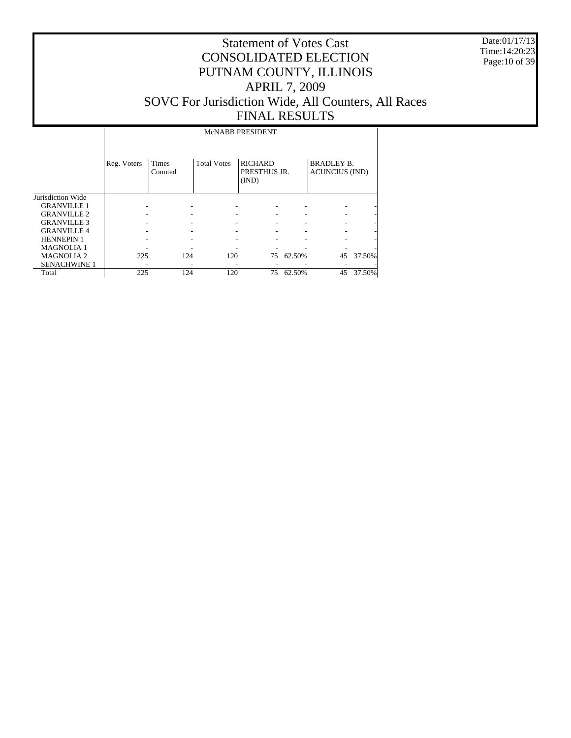# Statement of Votes Cast
# CONSOLIDATED ELECTION
# PUTNAM COUNTY, ILLINOIS
# APRIL 7, 2009
# SOVC For Jurisdiction Wide, All Counters, All Races
# FINAL RESULTS

Date:01/17/13
Time:14:20:23

| | McNABB PRESIDENT | | | | | | |
|---|---|---|---|---|---|---|---|
| | Reg. Voters | Times Counted | Total Votes | RICHARD PRESTHUS JR. (IND) | | BRADLEY B. ACUNCIUS (IND) | |
| Jurisdiction Wide | | | | | | | |
| GRANVILLE 1 | - | - | - | - | - | - | - |
| GRANVILLE 2 | - | - | - | - | - | - | - |
| GRANVILLE 3 | - | - | - | - | - | - | - |
| GRANVILLE 4 | - | - | - | - | - | - | - |
| HENNEPIN 1 | - | - | - | - | - | - | - |
| MAGNOLIA 1 | - | - | - | - | - | - | - |
| MAGNOLIA 2 | 225 | 124 | 120 | 75 | 62.50% | 45 | 37.50% |
| SENACHWINE 1 | - | - | - | - | - | - | - |
| Total | 225 | 124 | 120 | 75 | 62.50% | 45 | 37.50% |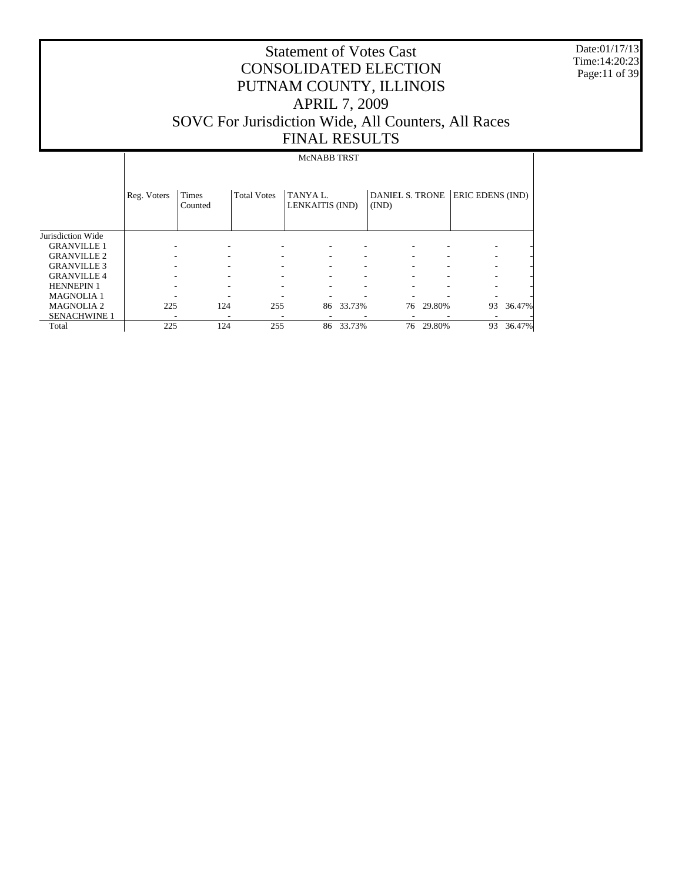# Statement of Votes Cast
# CONSOLIDATED ELECTION
# PUTNAM COUNTY, ILLINOIS
# APRIL 7, 2009
# SOVC For Jurisdiction Wide, All Counters, All Races
# FINAL RESULTS

Date:01/17/13
Time:14:20:23

| | McNABB TRST | | | | | | | | |
|---|---|---|---|---|---|---|---|---|---|
| | Reg. Voters | Times Counted | Total Votes | TANYA L. LENKAITIS (IND) | | DANIEL S. TRONE (IND) | | ERIC EDENS (IND) | |
| Jurisdiction Wide | | | | | | | | | |
| GRANVILLE 1 | - | - | - | - | - | - | - | - | - |
| GRANVILLE 2 | - | - | - | - | - | - | - | - | - |
| GRANVILLE 3 | - | - | - | - | - | - | - | - | - |
| GRANVILLE 4 | - | - | - | - | - | - | - | - | - |
| HENNEPIN 1 | - | - | - | - | - | - | - | - | - |
| MAGNOLIA 1 | - | - | - | - | - | - | - | - | - |
| MAGNOLIA 2 | 225 | 124 | 255 | 86 | 33.73% | 76 | 29.80% | 93 | 36.47% |
| SENACHWINE 1 | - | - | - | - | - | - | - | - | - |
| Total | 225 | 124 | 255 | 86 | 33.73% | 76 | 29.80% | 93 | 36.47% |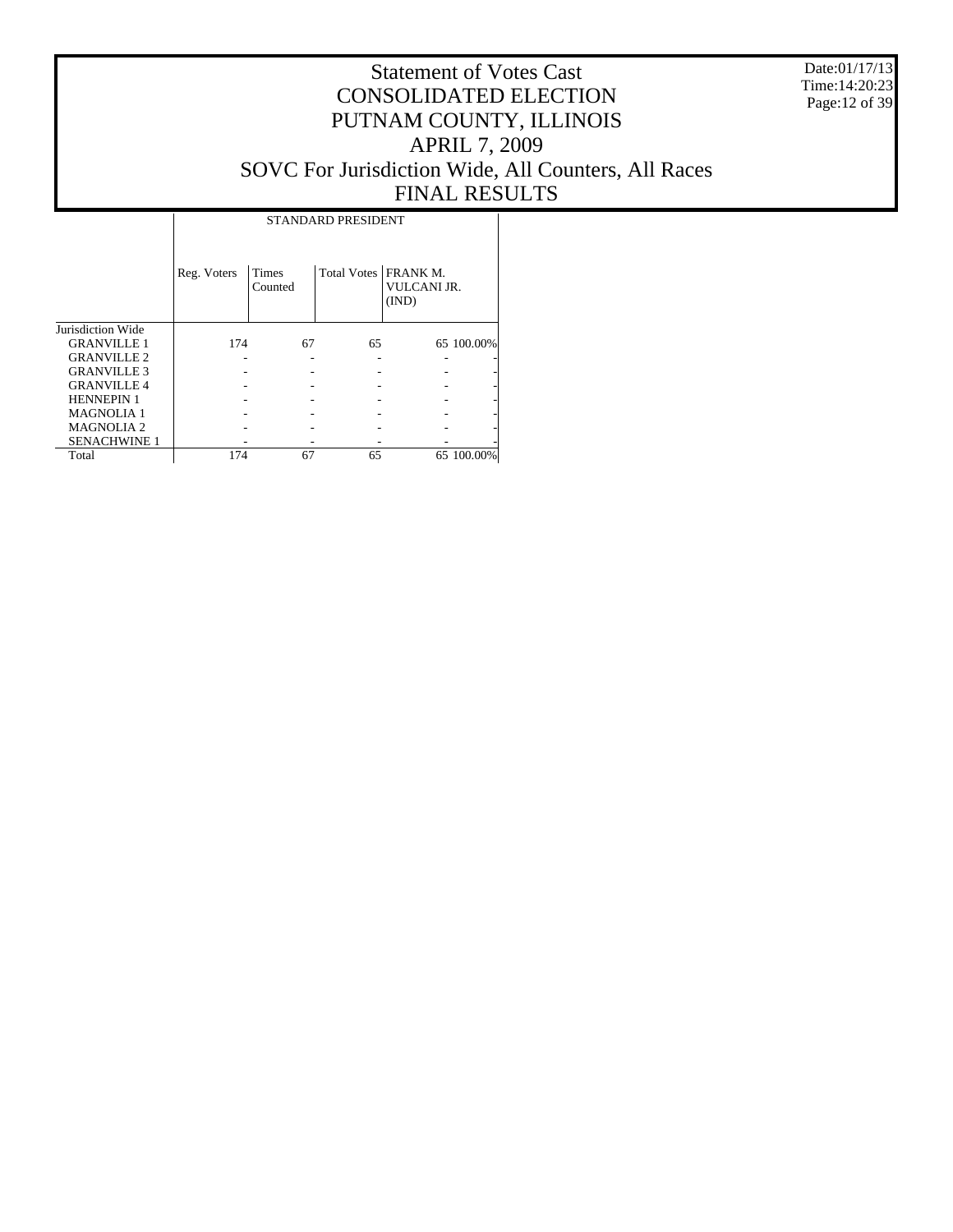# Statement of Votes Cast
## CONSOLIDATED ELECTION
## PUTNAM COUNTY, ILLINOIS
## APRIL 7, 2009
## SOVC For Jurisdiction Wide, All Counters, All Races
## FINAL RESULTS

Date:01/17/13
Time:14:20:23

| | STANDARD PRESIDENT | | | | |
|---|---|---|---|---|---|
| | Reg. Voters | Times Counted | Total Votes | FRANK M. VULCANI JR. (IND) | |
| Jurisdiction Wide | | | | | |
| GRANVILLE 1 | 174 | 67 | 65 | 65 | 100.00% |
| GRANVILLE 2 | - | - | - | - | - |
| GRANVILLE 3 | - | - | - | - | - |
| GRANVILLE 4 | - | - | - | - | - |
| HENNEPIN 1 | - | - | - | - | - |
| MAGNOLIA 1 | - | - | - | - | - |
| MAGNOLIA 2 | - | - | - | - | - |
| SENACHWINE 1 | - | - | - | - | - |
| Total | 174 | 67 | 65 | 65 | 100.00% |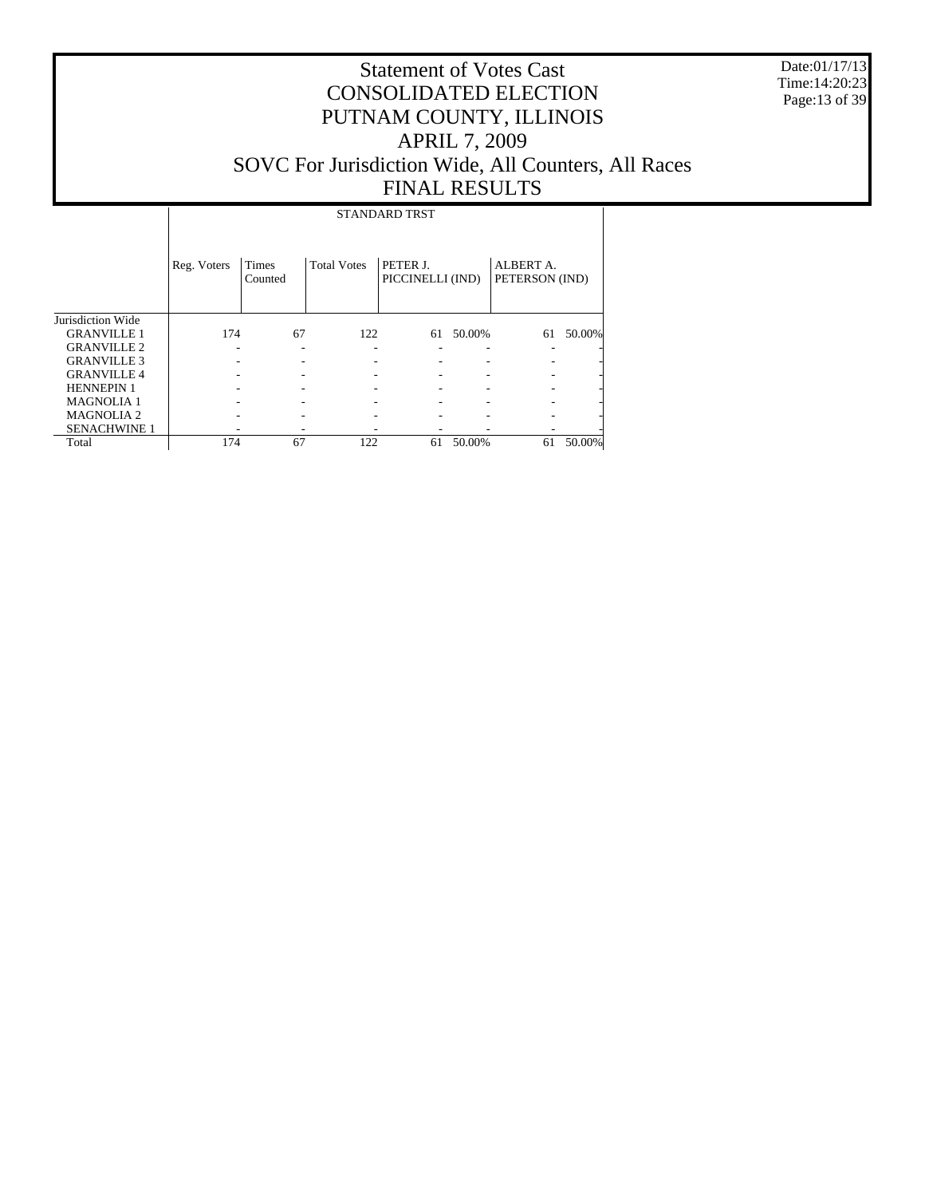# Statement of Votes Cast
# CONSOLIDATED ELECTION
# PUTNAM COUNTY, ILLINOIS
# APRIL 7, 2009
# SOVC For Jurisdiction Wide, All Counters, All Races
# FINAL RESULTS

Date:01/17/13
Time:14:20:23

| | STANDARD TRST | | | | | | |
|---|---|---|---|---|---|---|---|
| | Reg. Voters | Times Counted | Total Votes | PETER J. PICCINELLI (IND) | | ALBERT A. PETERSON (IND) | |
| Jurisdiction Wide | | | | | | | |
| GRANVILLE 1 | 174 | 67 | 122 | 61 | 50.00% | 61 | 50.00% |
| GRANVILLE 2 | - | - | - | - | - | - | - |
| GRANVILLE 3 | - | - | - | - | - | - | - |
| GRANVILLE 4 | - | - | - | - | - | - | - |
| HENNEPIN 1 | - | - | - | - | - | - | - |
| MAGNOLIA 1 | - | - | - | - | - | - | - |
| MAGNOLIA 2 | - | - | - | - | - | - | - |
| SENACHWINE 1 | - | - | - | - | - | - | - |
| Total | 174 | 67 | 122 | 61 | 50.00% | 61 | 50.00% |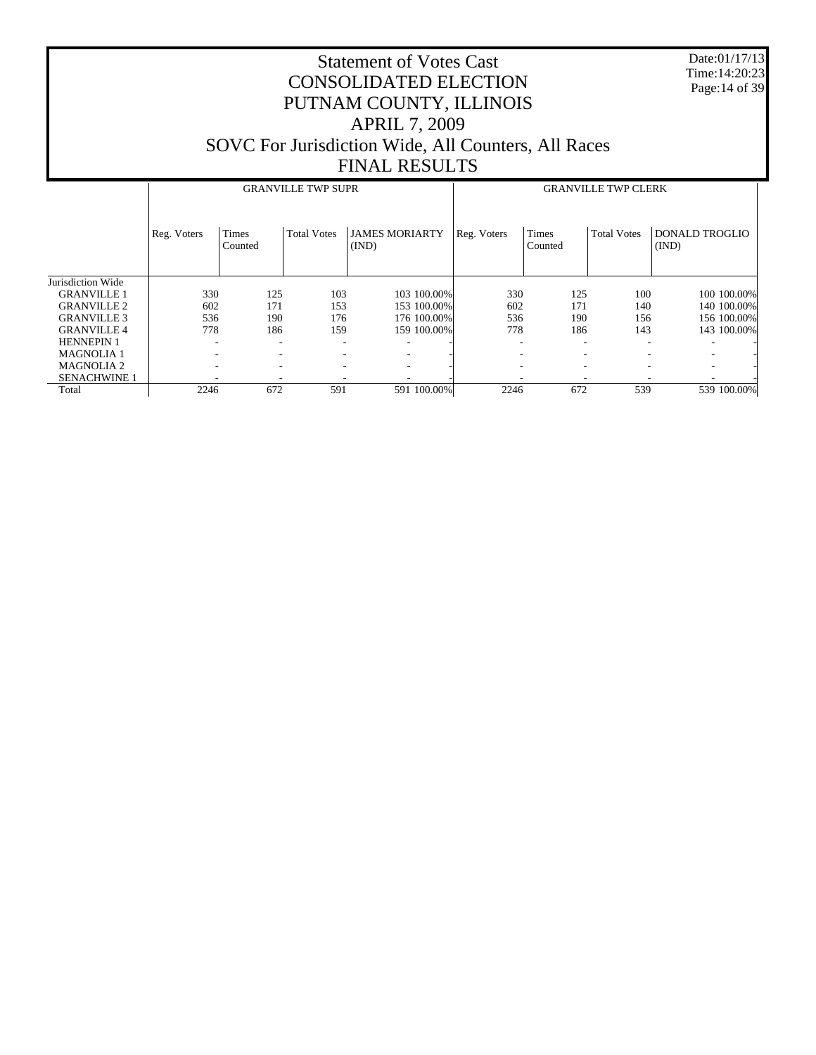# Statement of Votes Cast
# CONSOLIDATED ELECTION
# PUTNAM COUNTY, ILLINOIS
# APRIL 7, 2009
# SOVC For Jurisdiction Wide, All Counters, All Races
# FINAL RESULTS

Date:01/17/13
Time:14:20:23

| | GRANVILLE TWP SUPR | | | | | GRANVILLE TWP CLERK | | | | |
|---|---|---|---|---|---|---|---|---|---|---|
| | Reg. Voters | Times Counted | Total Votes | JAMES MORIARTY (IND) | | Reg. Voters | Times Counted | Total Votes | DONALD TROGLIO (IND) | |
| Jurisdiction Wide | | | | | | | | | | |
| GRANVILLE 1 | 330 | 125 | 103 | 103 | 100.00% | 330 | 125 | 100 | 100 | 100.00% |
| GRANVILLE 2 | 602 | 171 | 153 | 153 | 100.00% | 602 | 171 | 140 | 140 | 100.00% |
| GRANVILLE 3 | 536 | 190 | 176 | 176 | 100.00% | 536 | 190 | 156 | 156 | 100.00% |
| GRANVILLE 4 | 778 | 186 | 159 | 159 | 100.00% | 778 | 186 | 143 | 143 | 100.00% |
| HENNEPIN 1 | - | - | - | - | - | - | - | - | - | - |
| MAGNOLIA 1 | - | - | - | - | - | - | - | - | - | - |
| MAGNOLIA 2 | - | - | - | - | - | - | - | - | - | - |
| SENACHWINE 1 | - | - | - | - | - | - | - | - | - | - |
| Total | 2246 | 672 | 591 | 591 | 100.00% | 2246 | 672 | 539 | 539 | 100.00% |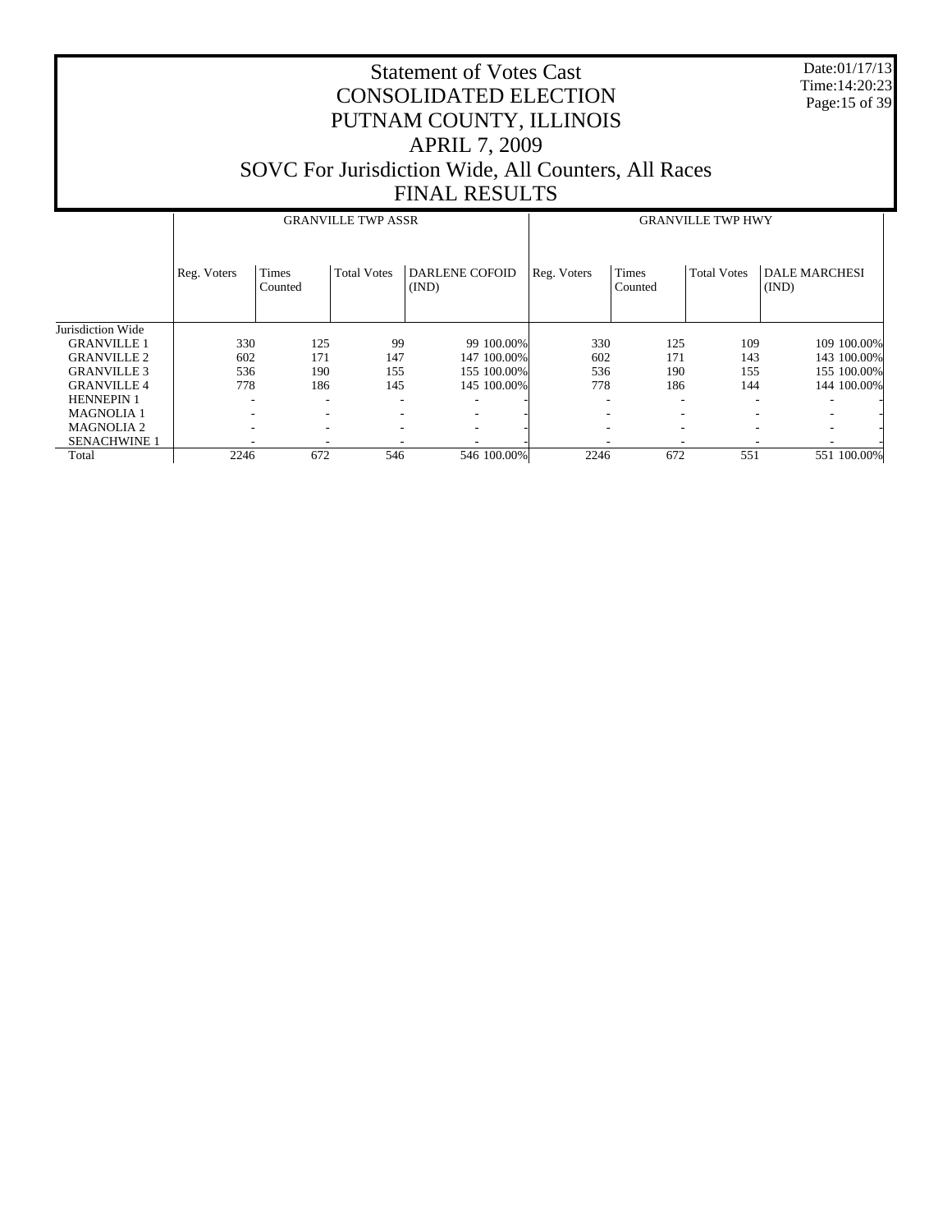# Statement of Votes Cast
# CONSOLIDATED ELECTION
# PUTNAM COUNTY, ILLINOIS
# APRIL 7, 2009
# SOVC For Jurisdiction Wide, All Counters, All Races
# FINAL RESULTS

Date:01/17/13
Time:14:20:23

| | GRANVILLE TWP ASSR | | | | | GRANVILLE TWP HWY | | | | |
|---|---|---|---|---|---|---|---|---|---|---|
| | Reg. Voters | Times Counted | Total Votes | DARLENE COFOID (IND) | | Reg. Voters | Times Counted | Total Votes | DALE MARCHESI (IND) | |
| Jurisdiction Wide | | | | | | | | | | |
| GRANVILLE 1 | 330 | 125 | 99 | 99 | 100.00% | 330 | 125 | 109 | 109 | 100.00% |
| GRANVILLE 2 | 602 | 171 | 147 | 147 | 100.00% | 602 | 171 | 143 | 143 | 100.00% |
| GRANVILLE 3 | 536 | 190 | 155 | 155 | 100.00% | 536 | 190 | 155 | 155 | 100.00% |
| GRANVILLE 4 | 778 | 186 | 145 | 145 | 100.00% | 778 | 186 | 144 | 144 | 100.00% |
| HENNEPIN 1 | - | - | - | - | - | - | - | - | - | - |
| MAGNOLIA 1 | - | - | - | - | - | - | - | - | - | - |
| MAGNOLIA 2 | - | - | - | - | - | - | - | - | - | - |
| SENACHWINE 1 | - | - | - | - | - | - | - | - | - | - |
| Total | 2246 | 672 | 546 | 546 | 100.00% | 2246 | 672 | 551 | 551 | 100.00% |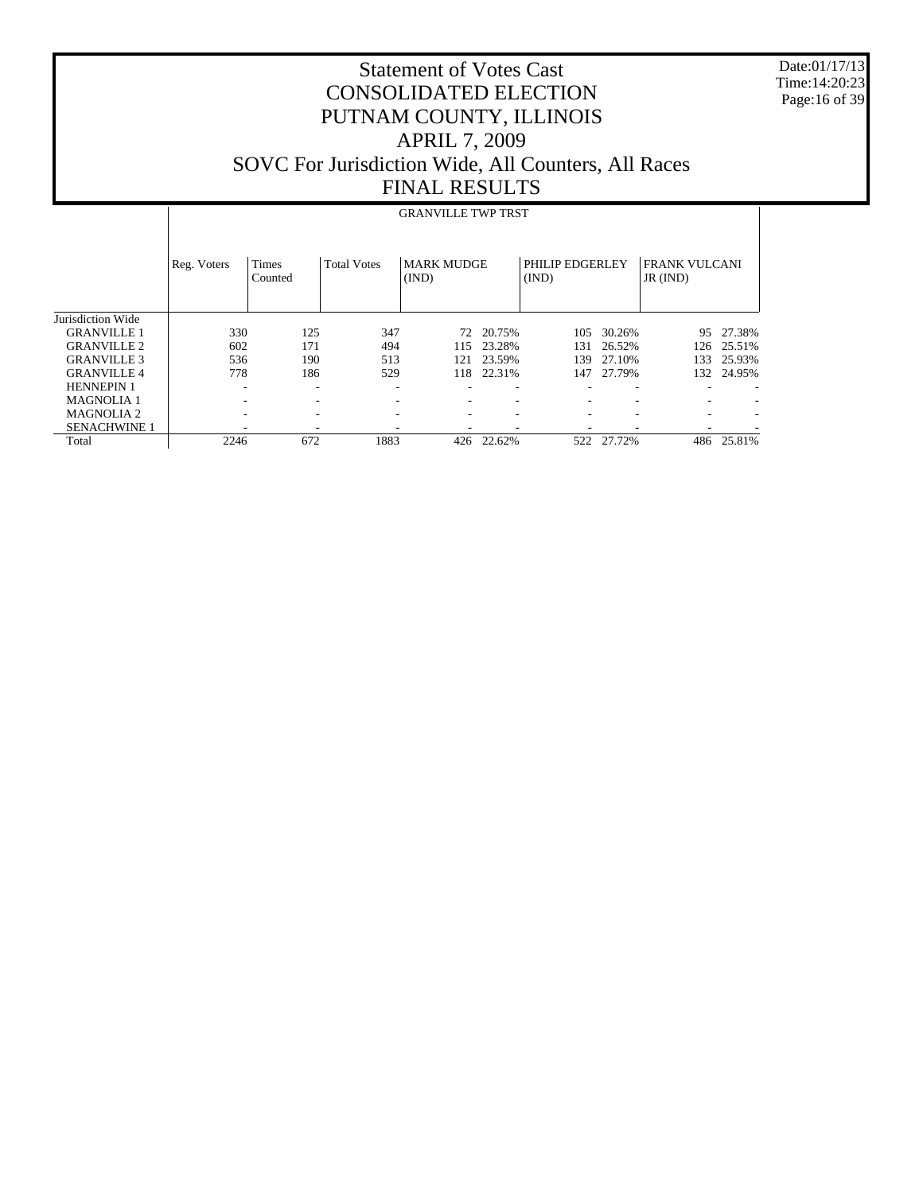# Statement of Votes Cast
# CONSOLIDATED ELECTION
# PUTNAM COUNTY, ILLINOIS
# APRIL 7, 2009
# SOVC For Jurisdiction Wide, All Counters, All Races
# FINAL RESULTS

Date:01/17/13
Time:14:20:23

| | GRANVILLE TWP TRST | | | | | | | | |
|---|---|---|---|---|---|---|---|---|---|
| | Reg. Voters | Times Counted | Total Votes | MARK MUDGE (IND) | | PHILIP EDGERLEY (IND) | | FRANK VULCANI JR (IND) | |
| Jurisdiction Wide | | | | | | | | | |
| GRANVILLE 1 | 330 | 125 | 347 | 72 | 20.75% | 105 | 30.26% | 95 | 27.38% |
| GRANVILLE 2 | 602 | 171 | 494 | 115 | 23.28% | 131 | 26.52% | 126 | 25.51% |
| GRANVILLE 3 | 536 | 190 | 513 | 121 | 23.59% | 139 | 27.10% | 133 | 25.93% |
| GRANVILLE 4 | 778 | 186 | 529 | 118 | 22.31% | 147 | 27.79% | 132 | 24.95% |
| HENNEPIN 1 | - | - | - | - | - | - | - | - | - |
| MAGNOLIA 1 | - | - | - | - | - | - | - | - | - |
| MAGNOLIA 2 | - | - | - | - | - | - | - | - | - |
| SENACHWINE 1 | - | - | - | - | - | - | - | - | - |
| Total | 2246 | 672 | 1883 | 426 | 22.62% | 522 | 27.72% | 486 | 25.81% |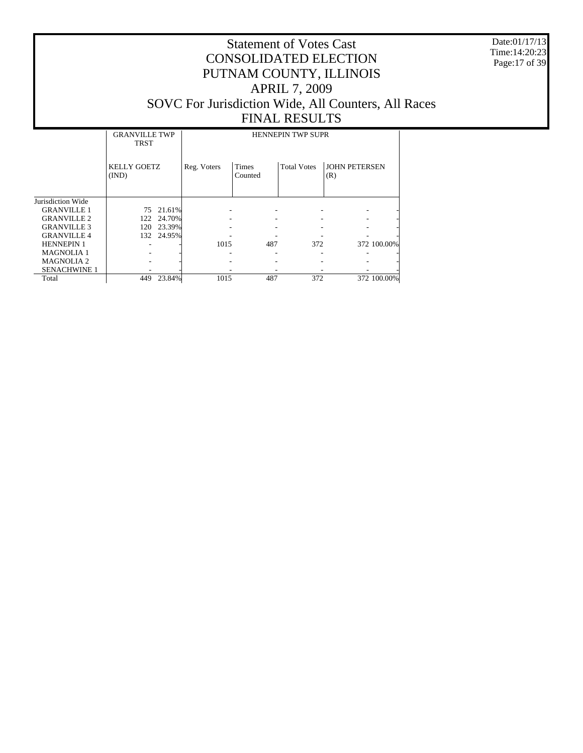# Statement of Votes Cast
# CONSOLIDATED ELECTION
# PUTNAM COUNTY, ILLINOIS
# APRIL 7, 2009
# SOVC For Jurisdiction Wide, All Counters, All Races
# FINAL RESULTS

Date:01/17/13
Time:14:20:23

| | GRANVILLE TWP TRST | | HENNEPIN TWP SUPR | | | | |
|---|---|---|---|---|---|---|---|
| | KELLY GOETZ (IND) | | Reg. Voters | Times Counted | Total Votes | JOHN PETERSEN (R) | |
| Jurisdiction Wide | | | | | | | |
| GRANVILLE 1 | 75 | 21.61% | - | - | - | - | - |
| GRANVILLE 2 | 122 | 24.70% | - | - | - | - | - |
| GRANVILLE 3 | 120 | 23.39% | - | - | - | - | - |
| GRANVILLE 4 | 132 | 24.95% | - | - | - | - | - |
| HENNEPIN 1 | - | - | 1015 | 487 | 372 | 372 | 100.00% |
| MAGNOLIA 1 | - | - | - | - | - | - | - |
| MAGNOLIA 2 | - | - | - | - | - | - | - |
| SENACHWINE 1 | - | - | - | - | - | - | - |
| Total | 449 | 23.84% | 1015 | 487 | 372 | 372 | 100.00% |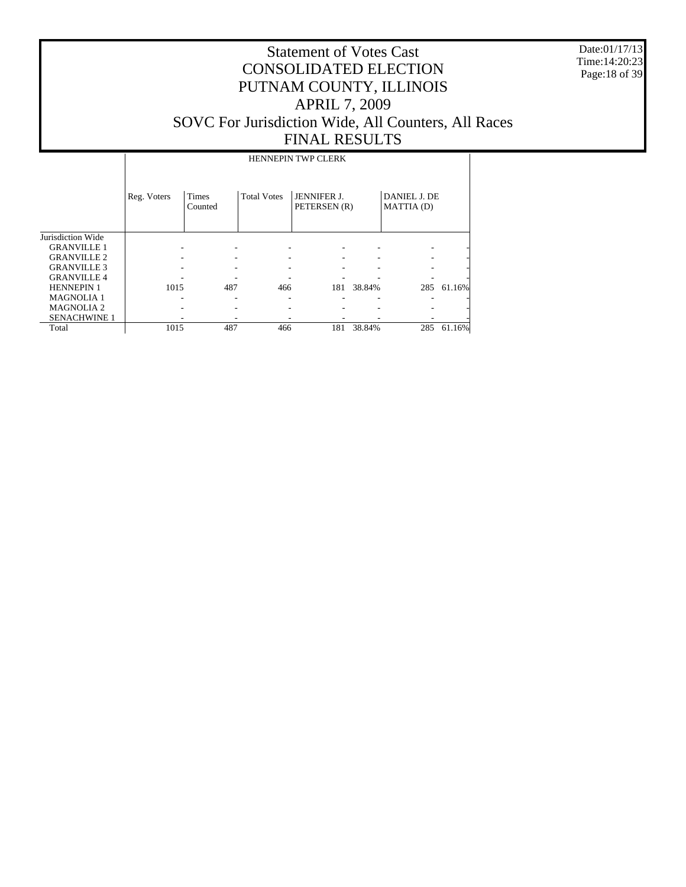# Statement of Votes Cast
# CONSOLIDATED ELECTION
# PUTNAM COUNTY, ILLINOIS
# APRIL 7, 2009
# SOVC For Jurisdiction Wide, All Counters, All Races
# FINAL RESULTS

| | HENNEPIN TWP CLERK | | | | | | |
|---|---|---|---|---|---|---|---|
| | Reg. Voters | Times Counted | Total Votes | JENNIFER J. PETERSEN (R) | | DANIEL J. DE MATTIA (D) | |
| Jurisdiction Wide | | | | | | | |
| GRANVILLE 1 | - | - | - | - | - | - | - |
| GRANVILLE 2 | - | - | - | - | - | - | - |
| GRANVILLE 3 | - | - | - | - | - | - | - |
| GRANVILLE 4 | - | - | - | - | - | - | - |
| HENNEPIN 1 | 1015 | 487 | 466 | 181 | 38.84% | 285 | 61.16% |
| MAGNOLIA 1 | - | - | - | - | - | - | - |
| MAGNOLIA 2 | - | - | - | - | - | - | - |
| SENACHWINE 1 | - | - | - | - | - | - | - |
| Total | 1015 | 487 | 466 | 181 | 38.84% | 285 | 61.16% |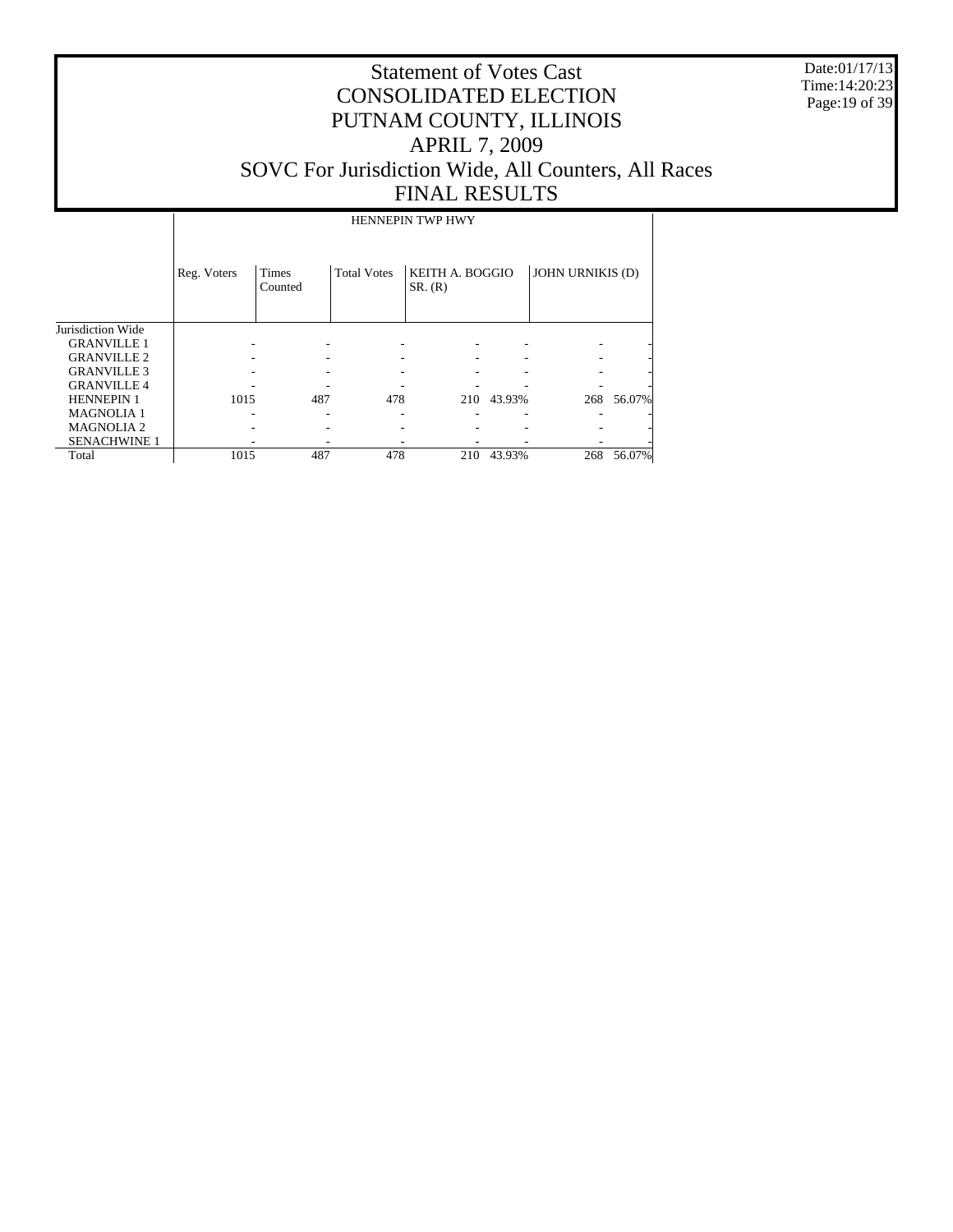# Statement of Votes Cast
# CONSOLIDATED ELECTION
# PUTNAM COUNTY, ILLINOIS
# APRIL 7, 2009
# SOVC For Jurisdiction Wide, All Counters, All Races
# FINAL RESULTS

Date:01/17/13
Time:14:20:23

| | HENNEPIN TWP HWY | | | | | | |
|---|---|---|---|---|---|---|---|
| | Reg. Voters | Times Counted | Total Votes | KEITH A. BOGGIO SR. (R) | | JOHN URNIKIS (D) | |
| Jurisdiction Wide | | | | | | | |
| GRANVILLE 1 | - | - | - | - | - | - | - |
| GRANVILLE 2 | - | - | - | - | - | - | - |
| GRANVILLE 3 | - | - | - | - | - | - | - |
| GRANVILLE 4 | - | - | - | - | - | - | - |
| HENNEPIN 1 | 1015 | 487 | 478 | 210 | 43.93% | 268 | 56.07% |
| MAGNOLIA 1 | - | - | - | - | - | - | - |
| MAGNOLIA 2 | - | - | - | - | - | - | - |
| SENACHWINE 1 | - | - | - | - | - | - | - |
| Total | 1015 | 487 | 478 | 210 | 43.93% | 268 | 56.07% |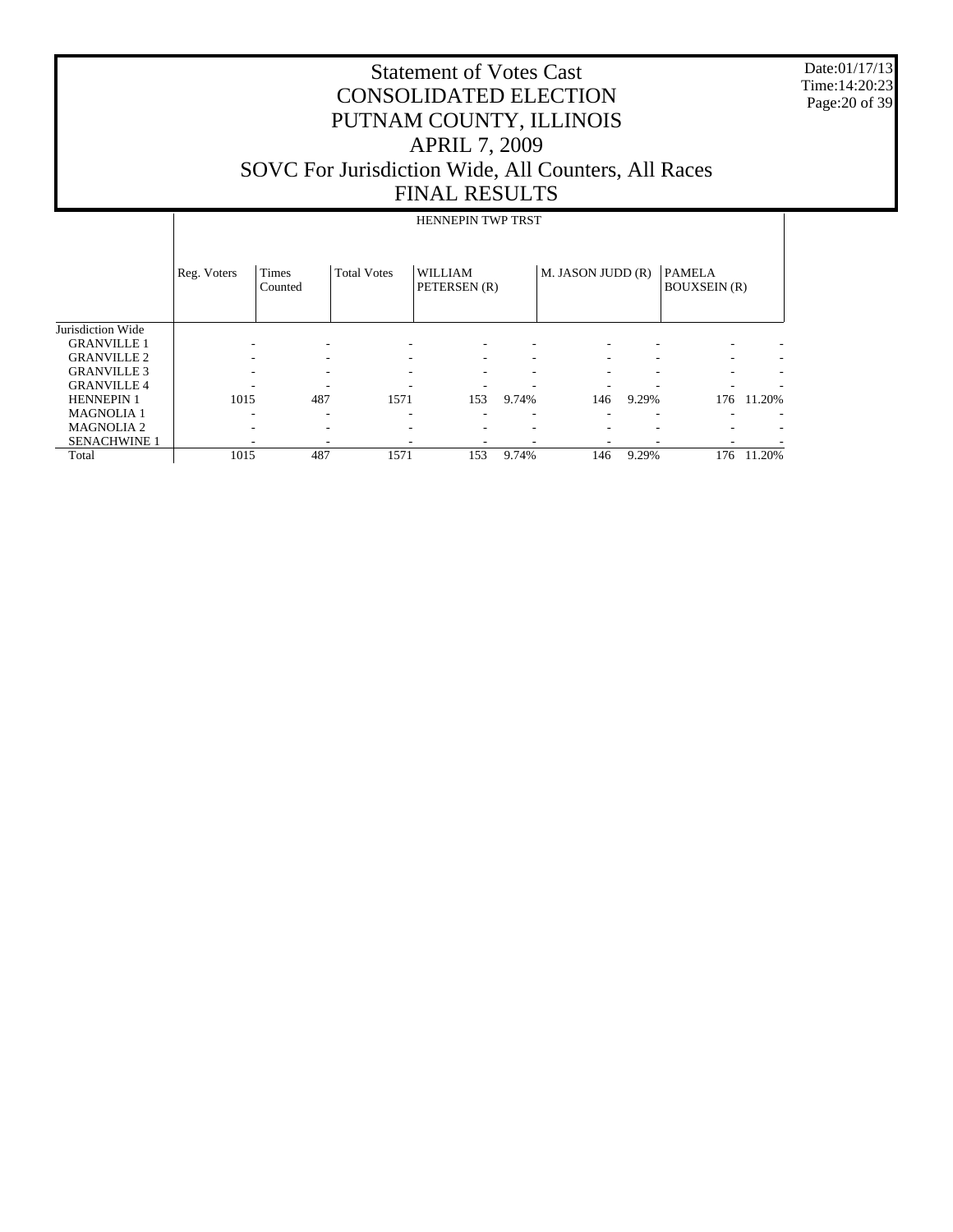# Statement of Votes Cast
# CONSOLIDATED ELECTION
# PUTNAM COUNTY, ILLINOIS
# APRIL 7, 2009
# SOVC For Jurisdiction Wide, All Counters, All Races
# FINAL RESULTS

Date:01/17/13
Time:14:20:23

| | HENNEPIN TWP TRST | | | | | | | | |
|---|---|---|---|---|---|---|---|---|---|
| | Reg. Voters | Times Counted | Total Votes | WILLIAM PETERSEN (R) | | M. JASON JUDD (R) | | PAMELA BOUXSEIN (R) | |
| Jurisdiction Wide | | | | | | | | | |
| GRANVILLE 1 | - | - | - | - | - | - | - | - | - |
| GRANVILLE 2 | - | - | - | - | - | - | - | - | - |
| GRANVILLE 3 | - | - | - | - | - | - | - | - | - |
| GRANVILLE 4 | - | - | - | - | - | - | - | - | - |
| HENNEPIN 1 | 1015 | 487 | 1571 | 153 | 9.74% | 146 | 9.29% | 176 | 11.20% |
| MAGNOLIA 1 | - | - | - | - | - | - | - | - | - |
| MAGNOLIA 2 | - | - | - | - | - | - | - | - | - |
| SENACHWINE 1 | - | - | - | - | - | - | - | - | - |
| Total | 1015 | 487 | 1571 | 153 | 9.74% | 146 | 9.29% | 176 | 11.20% |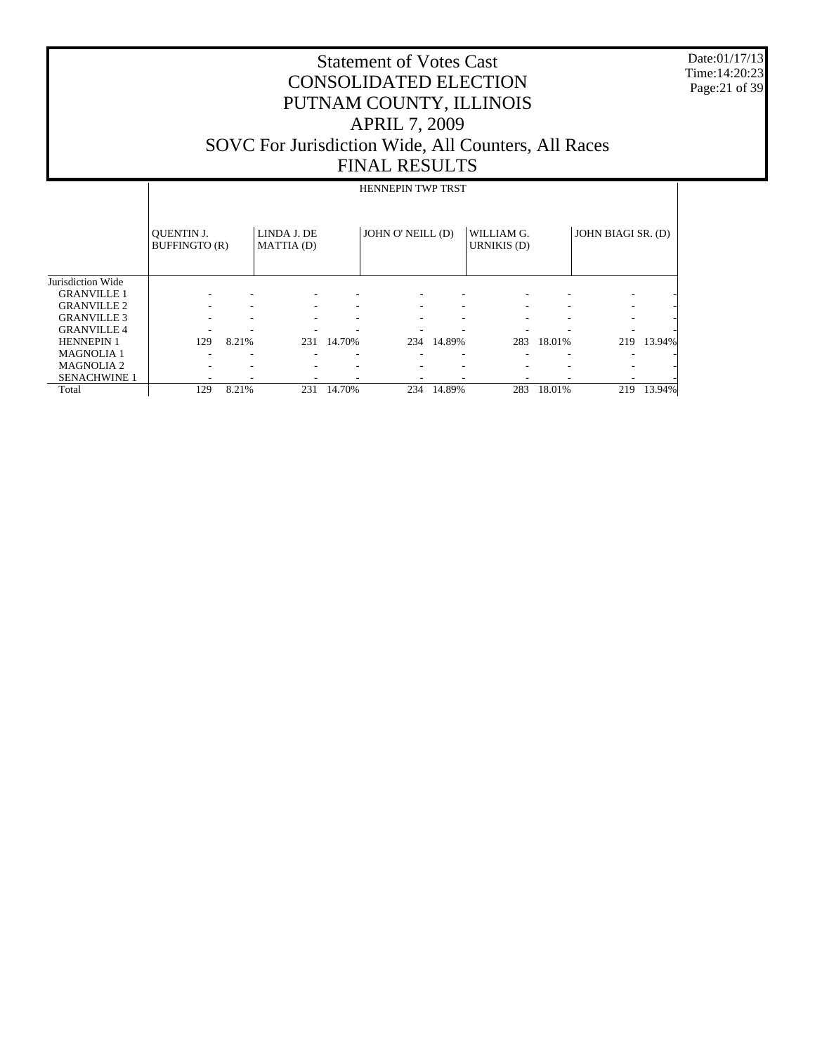# Statement of Votes Cast
# CONSOLIDATED ELECTION
# PUTNAM COUNTY, ILLINOIS
# APRIL 7, 2009
# SOVC For Jurisdiction Wide, All Counters, All Races
# FINAL RESULTS

Date:01/17/13
Time:14:20:23

| | HENNEPIN TWP TRST | | | | | | | | | |
|---|---|---|---|---|---|---|---|---|---|---|
| | QUENTIN J. BUFFINGTO (R) | | LINDA J. DE MATTIA (D) | | JOHN O' NEILL (D) | | WILLIAM G. URNIKIS (D) | | JOHN BIAGI SR. (D) | |
| Jurisdiction Wide | | | | | | | | | | |
| GRANVILLE 1 | - | - | - | - | - | - | - | - | - | - |
| GRANVILLE 2 | - | - | - | - | - | - | - | - | - | - |
| GRANVILLE 3 | - | - | - | - | - | - | - | - | - | - |
| GRANVILLE 4 | - | - | - | - | - | - | - | - | - | - |
| HENNEPIN 1 | 129 | 8.21% | 231 | 14.70% | 234 | 14.89% | 283 | 18.01% | 219 | 13.94% |
| MAGNOLIA 1 | - | - | - | - | - | - | - | - | - | - |
| MAGNOLIA 2 | - | - | - | - | - | - | - | - | - | - |
| SENACHWINE 1 | - | - | - | - | - | - | - | - | - | - |
| Total | 129 | 8.21% | 231 | 14.70% | 234 | 14.89% | 283 | 18.01% | 219 | 13.94% |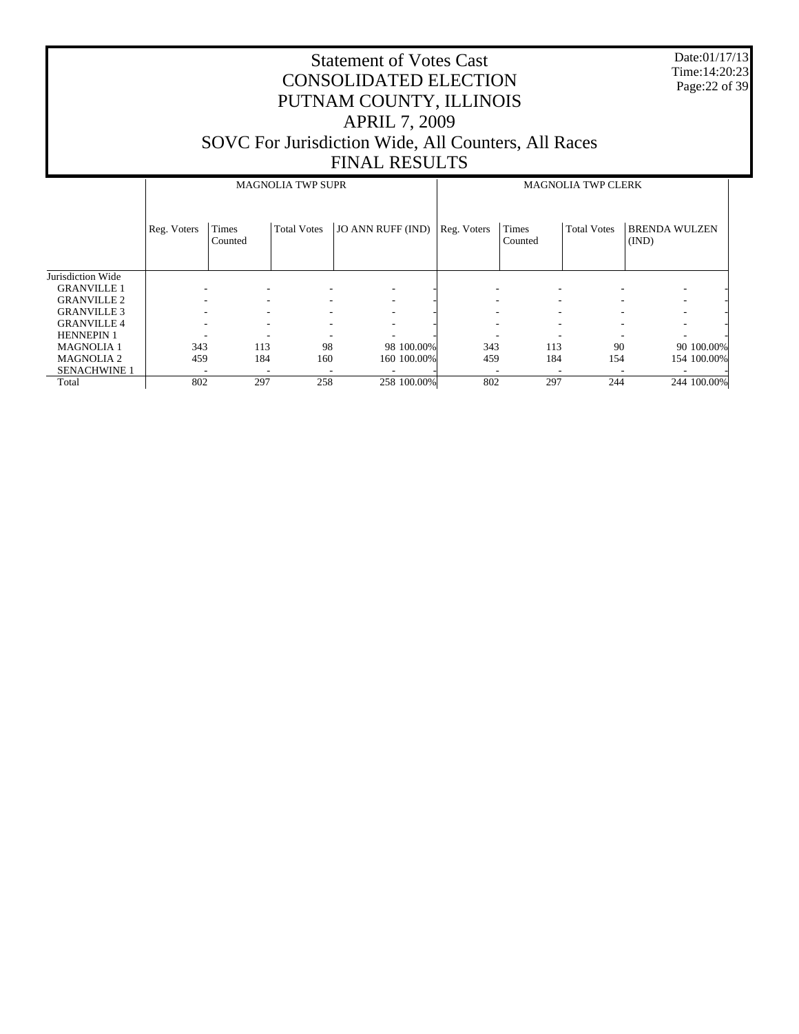# Statement of Votes Cast
# CONSOLIDATED ELECTION
# PUTNAM COUNTY, ILLINOIS
# APRIL 7, 2009
# SOVC For Jurisdiction Wide, All Counters, All Races
# FINAL RESULTS

Date:01/17/13
Time:14:20:23

| | MAGNOLIA TWP SUPR | | | | | MAGNOLIA TWP CLERK | | | | |
|---|---|---|---|---|---|---|---|---|---|---|
| | Reg. Voters | Times Counted | Total Votes | JO ANN RUFF (IND) | | Reg. Voters | Times Counted | Total Votes | BRENDA WULZEN (IND) | |
| Jurisdiction Wide | | | | | | | | | | |
| GRANVILLE 1 | - | - | - | - | - | - | - | - | - | - |
| GRANVILLE 2 | - | - | - | - | - | - | - | - | - | - |
| GRANVILLE 3 | - | - | - | - | - | - | - | - | - | - |
| GRANVILLE 4 | - | - | - | - | - | - | - | - | - | - |
| HENNEPIN 1 | - | - | - | - | - | - | - | - | - | - |
| MAGNOLIA 1 | 343 | 113 | 98 | 98 | 100.00% | 343 | 113 | 90 | 90 | 100.00% |
| MAGNOLIA 2 | 459 | 184 | 160 | 160 | 100.00% | 459 | 184 | 154 | 154 | 100.00% |
| SENACHWINE 1 | - | - | - | - | - | - | - | - | - | - |
| Total | 802 | 297 | 258 | 258 | 100.00% | 802 | 297 | 244 | 244 | 100.00% |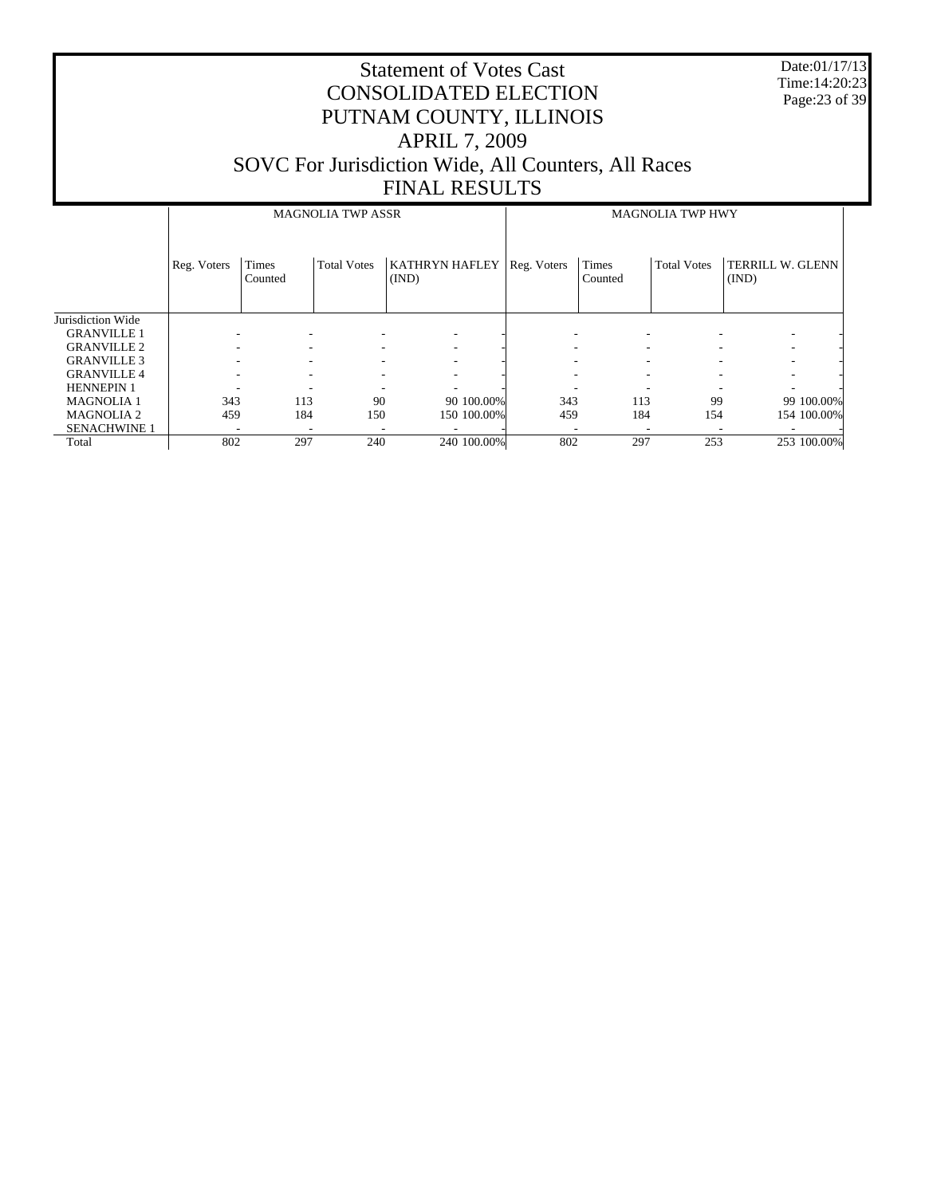# Statement of Votes Cast
# CONSOLIDATED ELECTION
# PUTNAM COUNTY, ILLINOIS
# APRIL 7, 2009
# SOVC For Jurisdiction Wide, All Counters, All Races
# FINAL RESULTS

Date:01/17/13
Time:14:20:23

| | MAGNOLIA TWP ASSR | | | | | MAGNOLIA TWP HWY | | | | |
|---|---|---|---|---|---|---|---|---|---|---|
| | Reg. Voters | Times Counted | Total Votes | KATHRYN HAFLEY (IND) | | Reg. Voters | Times Counted | Total Votes | TERRILL W. GLENN (IND) | |
| Jurisdiction Wide | | | | | | | | | | |
| GRANVILLE 1 | - | - | - | - | - | - | - | - | - | - |
| GRANVILLE 2 | - | - | - | - | - | - | - | - | - | - |
| GRANVILLE 3 | - | - | - | - | - | - | - | - | - | - |
| GRANVILLE 4 | - | - | - | - | - | - | - | - | - | - |
| HENNEPIN 1 | - | - | - | - | - | - | - | - | - | - |
| MAGNOLIA 1 | 343 | 113 | 90 | 90 | 100.00% | 343 | 113 | 99 | 99 | 100.00% |
| MAGNOLIA 2 | 459 | 184 | 150 | 150 | 100.00% | 459 | 184 | 154 | 154 | 100.00% |
| SENACHWINE 1 | - | - | - | - | - | - | - | - | - | - |
| Total | 802 | 297 | 240 | 240 | 100.00% | 802 | 297 | 253 | 253 | 100.00% |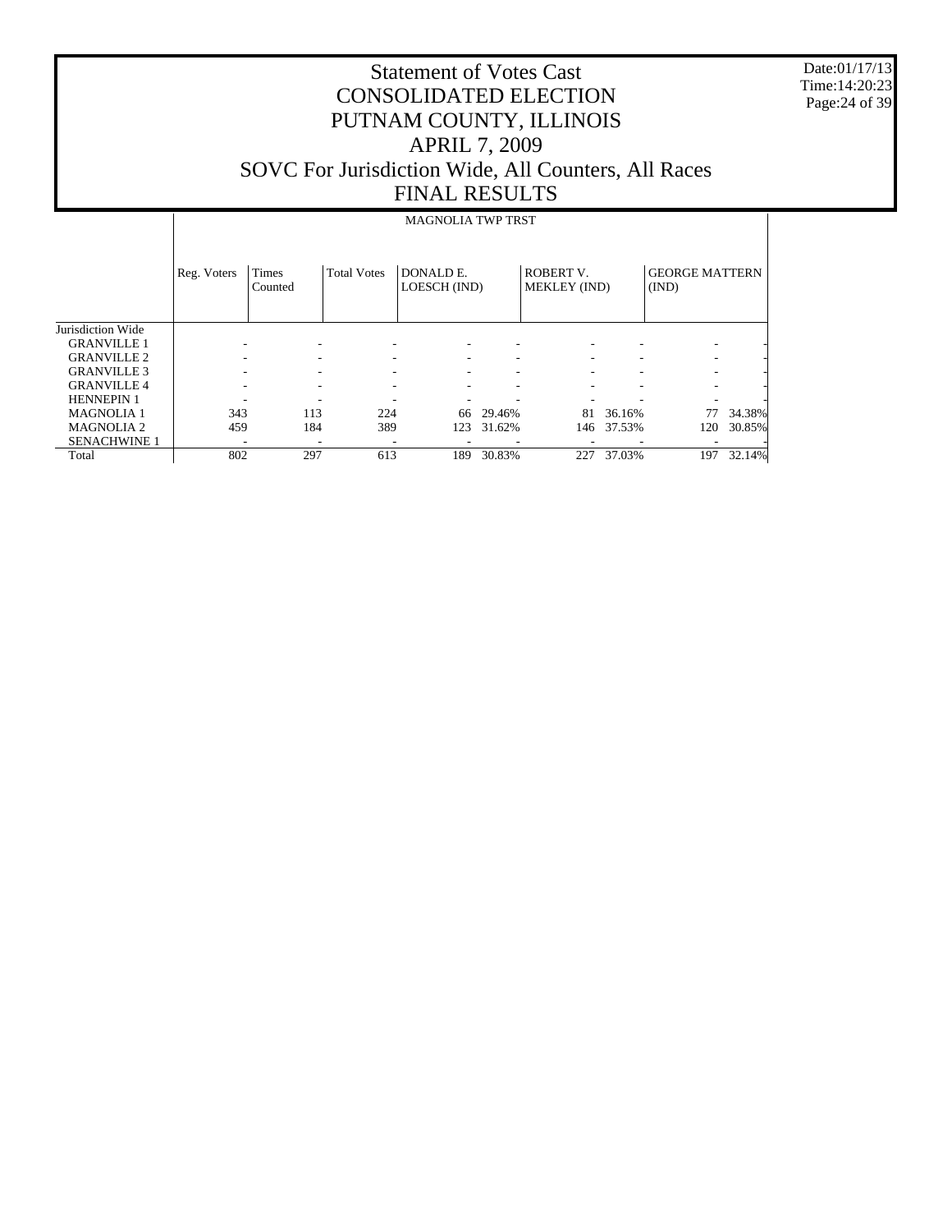# Statement of Votes Cast
# CONSOLIDATED ELECTION
# PUTNAM COUNTY, ILLINOIS
# APRIL 7, 2009
# SOVC For Jurisdiction Wide, All Counters, All Races
# FINAL RESULTS

Date:01/17/13
Time:14:20:23

| | MAGNOLIA TWP TRST | | | | | | | | |
|---|---|---|---|---|---|---|---|---|---|
| | Reg. Voters | Times Counted | Total Votes | DONALD E. LOESCH (IND) | | ROBERT V. MEKLEY (IND) | | GEORGE MATTERN (IND) | |
| Jurisdiction Wide | | | | | | | | | |
| GRANVILLE 1 | - | - | - | - | - | - | - | - | - |
| GRANVILLE 2 | - | - | - | - | - | - | - | - | - |
| GRANVILLE 3 | - | - | - | - | - | - | - | - | - |
| GRANVILLE 4 | - | - | - | - | - | - | - | - | - |
| HENNEPIN 1 | - | - | - | - | - | - | - | - | - |
| MAGNOLIA 1 | 343 | 113 | 224 | 66 | 29.46% | 81 | 36.16% | 77 | 34.38% |
| MAGNOLIA 2 | 459 | 184 | 389 | 123 | 31.62% | 146 | 37.53% | 120 | 30.85% |
| SENACHWINE 1 | - | - | - | - | - | - | - | - | - |
| Total | 802 | 297 | 613 | 189 | 30.83% | 227 | 37.03% | 197 | 32.14% |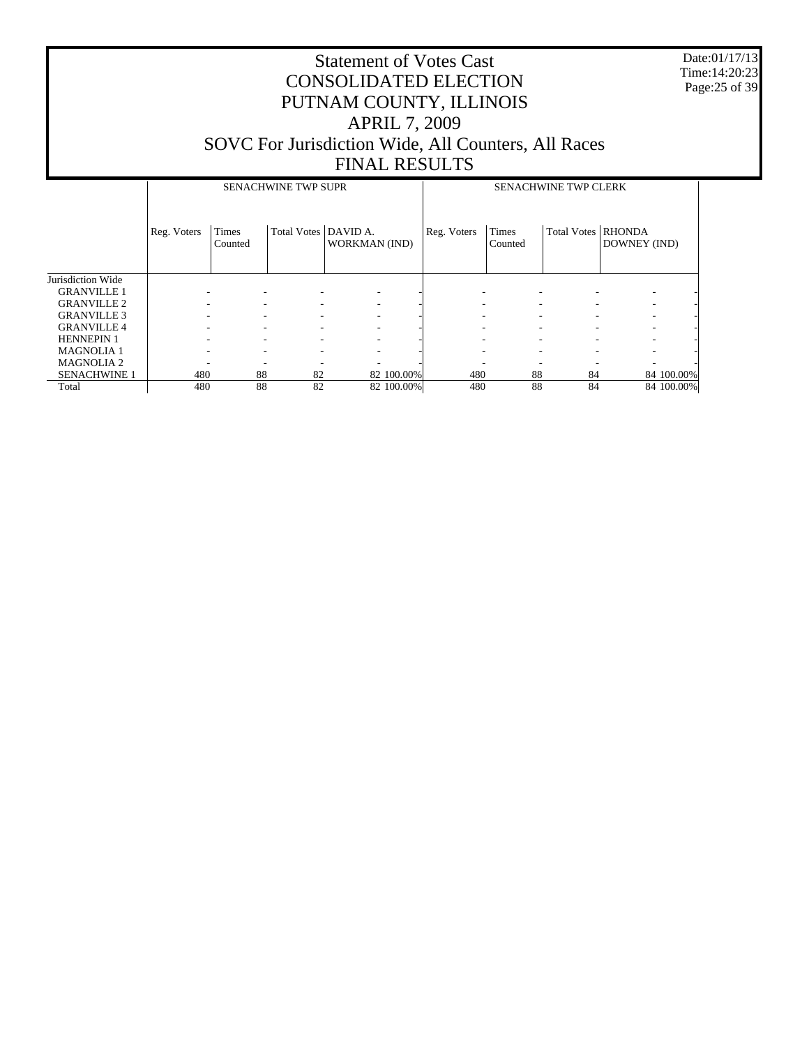# Statement of Votes Cast
# CONSOLIDATED ELECTION
# PUTNAM COUNTY, ILLINOIS
# APRIL 7, 2009
# SOVC For Jurisdiction Wide, All Counters, All Races
# FINAL RESULTS

Date:01/17/13
Time:14:20:23

| | SENACHWINE TWP SUPR | | | | | SENACHWINE TWP CLERK | | | | |
|---|---|---|---|---|---|---|---|---|---|---|
| | Reg. Voters | Times Counted | Total Votes | DAVID A. WORKMAN (IND) | | Reg. Voters | Times Counted | Total Votes | RHONDA DOWNEY (IND) | |
| Jurisdiction Wide | | | | | | | | | | |
| GRANVILLE 1 | - | - | - | - | - | - | - | - | - | - |
| GRANVILLE 2 | - | - | - | - | - | - | - | - | - | - |
| GRANVILLE 3 | - | - | - | - | - | - | - | - | - | - |
| GRANVILLE 4 | - | - | - | - | - | - | - | - | - | - |
| HENNEPIN 1 | - | - | - | - | - | - | - | - | - | - |
| MAGNOLIA 1 | - | - | - | - | - | - | - | - | - | - |
| MAGNOLIA 2 | - | - | - | - | - | - | - | - | - | - |
| SENACHWINE 1 | 480 | 88 | 82 | 82 | 100.00% | 480 | 88 | 84 | 84 | 100.00% |
| Total | 480 | 88 | 82 | 82 | 100.00% | 480 | 88 | 84 | 84 | 100.00% |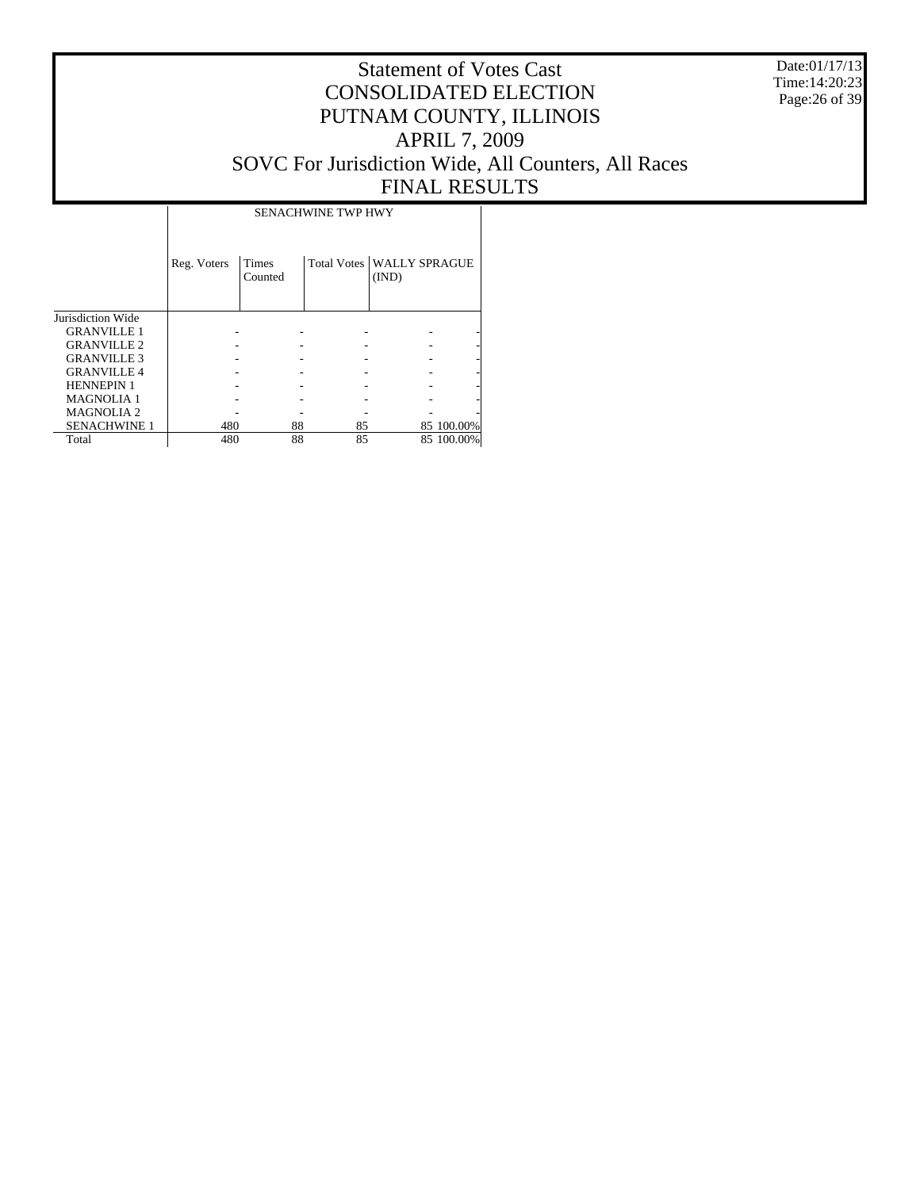# Statement of Votes Cast
# CONSOLIDATED ELECTION
# PUTNAM COUNTY, ILLINOIS
# APRIL 7, 2009
# SOVC For Jurisdiction Wide, All Counters, All Races
# FINAL RESULTS

Date:01/17/13
Time:14:20:23

| | SENACHWINE TWP HWY | | | | |
|---|---|---|---|---|---|
| | Reg. Voters | Times Counted | Total Votes | WALLY SPRAGUE (IND) | |
| Jurisdiction Wide | | | | | |
| GRANVILLE 1 | - | - | - | - | - |
| GRANVILLE 2 | - | - | - | - | - |
| GRANVILLE 3 | - | - | - | - | - |
| GRANVILLE 4 | - | - | - | - | - |
| HENNEPIN 1 | - | - | - | - | - |
| MAGNOLIA 1 | - | - | - | - | - |
| MAGNOLIA 2 | - | - | - | - | - |
| SENACHWINE 1 | 480 | 88 | 85 | 85 | 100.00% |
| Total | 480 | 88 | 85 | 85 | 100.00% |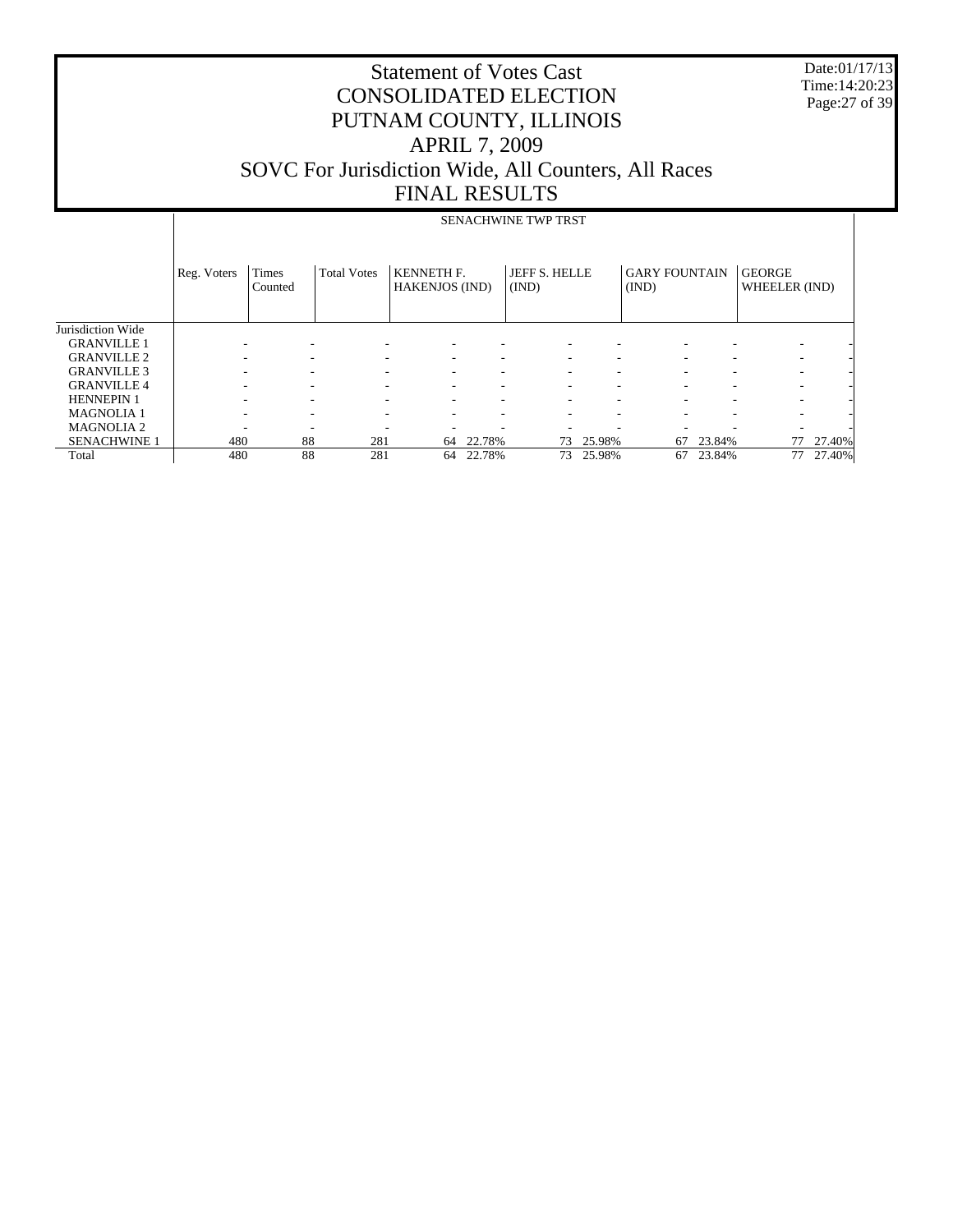# Statement of Votes Cast
# CONSOLIDATED ELECTION
# PUTNAM COUNTY, ILLINOIS
# APRIL 7, 2009
# SOVC For Jurisdiction Wide, All Counters, All Races
# FINAL RESULTS

Date:01/17/13
Time:14:20:23

| | SENACHWINE TWP TRST | | | | | | | | | | |
|---|---|---|---|---|---|---|---|---|---|---|---|
| | Reg. Voters | Times Counted | Total Votes | KENNETH F. HAKENJOS (IND) | | JEFF S. HELLE (IND) | | GARY FOUNTAIN (IND) | | GEORGE WHEELER (IND) | |
| Jurisdiction Wide | | | | | | | | | | | |
| GRANVILLE 1 | - | - | - | - | - | - | - | - | - | - | - |
| GRANVILLE 2 | - | - | - | - | - | - | - | - | - | - | - |
| GRANVILLE 3 | - | - | - | - | - | - | - | - | - | - | - |
| GRANVILLE 4 | - | - | - | - | - | - | - | - | - | - | - |
| HENNEPIN 1 | - | - | - | - | - | - | - | - | - | - | - |
| MAGNOLIA 1 | - | - | - | - | - | - | - | - | - | - | - |
| MAGNOLIA 2 | - | - | - | - | - | - | - | - | - | - | - |
| SENACHWINE 1 | 480 | 88 | 281 | 64 | 22.78% | 73 | 25.98% | 67 | 23.84% | 77 | 27.40% |
| Total | 480 | 88 | 281 | 64 | 22.78% | 73 | 25.98% | 67 | 23.84% | 77 | 27.40% |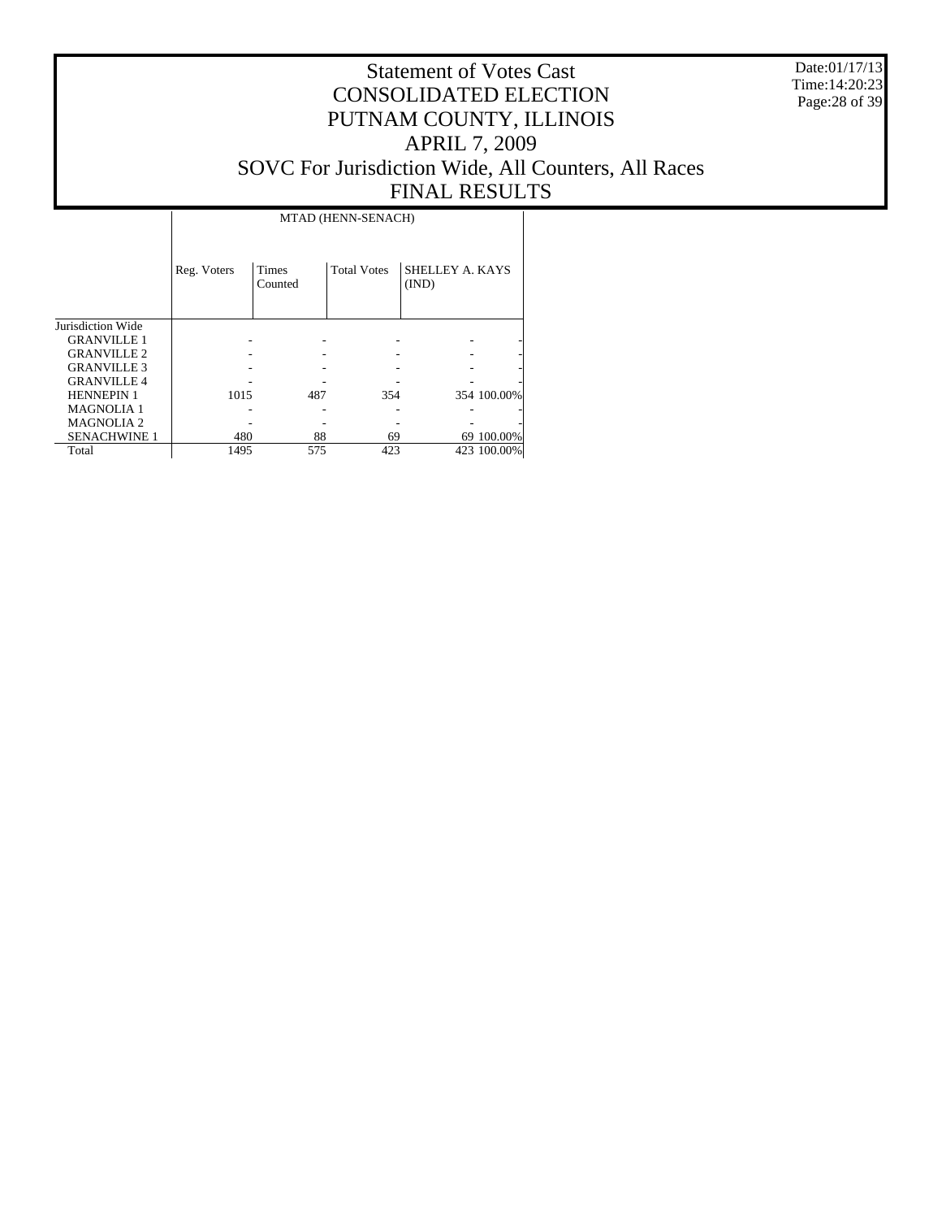# Statement of Votes Cast
# CONSOLIDATED ELECTION
# PUTNAM COUNTY, ILLINOIS
# APRIL 7, 2009
# SOVC For Jurisdiction Wide, All Counters, All Races
# FINAL RESULTS

Date:01/17/13
Time:14:20:23

| | MTAD (HENN-SENACH) | | | | |
|---|---|---|---|---|---|
| | Reg. Voters | Times Counted | Total Votes | SHELLEY A. KAYS (IND) | |
| Jurisdiction Wide | | | | | |
| GRANVILLE 1 | - | - | - | - | - |
| GRANVILLE 2 | - | - | - | - | - |
| GRANVILLE 3 | - | - | - | - | - |
| GRANVILLE 4 | - | - | - | - | - |
| HENNEPIN 1 | 1015 | 487 | 354 | 354 | 100.00% |
| MAGNOLIA 1 | - | - | - | - | - |
| MAGNOLIA 2 | - | - | - | - | - |
| SENACHWINE 1 | 480 | 88 | 69 | 69 | 100.00% |
| Total | 1495 | 575 | 423 | 423 | 100.00% |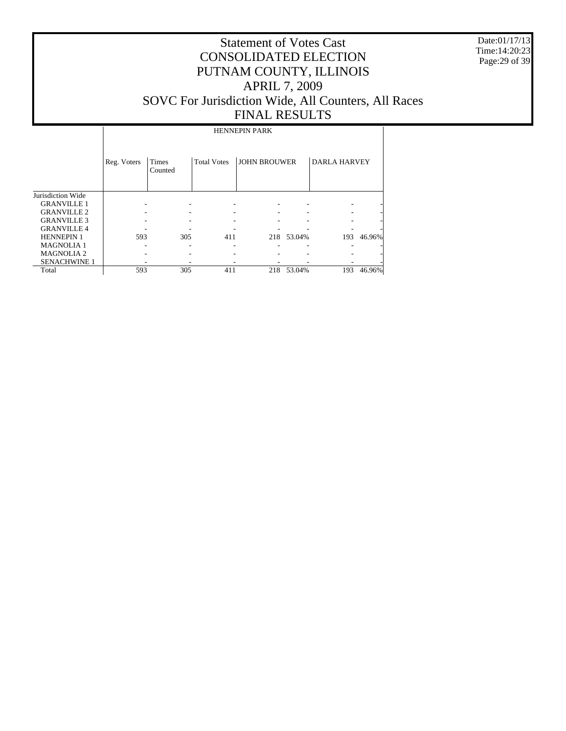# Statement of Votes Cast
# CONSOLIDATED ELECTION
# PUTNAM COUNTY, ILLINOIS
# APRIL 7, 2009
# SOVC For Jurisdiction Wide, All Counters, All Races
# FINAL RESULTS

Date:01/17/13
Time:14:20:23

| | HENNEPIN PARK | | | | | | |
|---|---|---|---|---|---|---|---|
| | Reg. Voters | Times Counted | Total Votes | JOHN BROUWER | | DARLA HARVEY | |
| Jurisdiction Wide | | | | | | | |
| GRANVILLE 1 | - | - | - | - | - | - | - |
| GRANVILLE 2 | - | - | - | - | - | - | - |
| GRANVILLE 3 | - | - | - | - | - | - | - |
| GRANVILLE 4 | - | - | - | - | - | - | - |
| HENNEPIN 1 | 593 | 305 | 411 | 218 | 53.04% | 193 | 46.96% |
| MAGNOLIA 1 | - | - | - | - | - | - | - |
| MAGNOLIA 2 | - | - | - | - | - | - | - |
| SENACHWINE 1 | - | - | - | - | - | - | - |
| Total | 593 | 305 | 411 | 218 | 53.04% | 193 | 46.96% |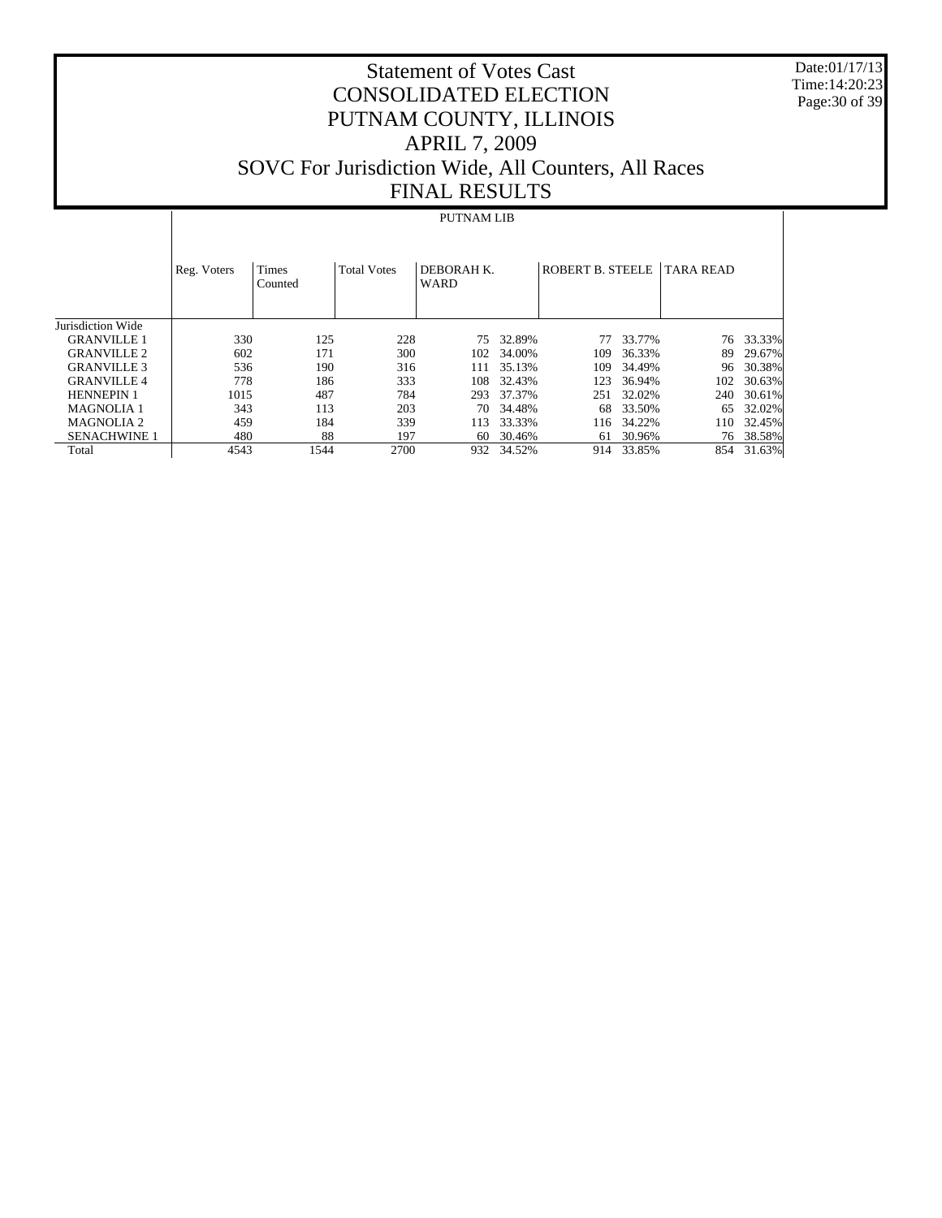# Statement of Votes Cast
# CONSOLIDATED ELECTION
# PUTNAM COUNTY, ILLINOIS
# APRIL 7, 2009
# SOVC For Jurisdiction Wide, All Counters, All Races
# FINAL RESULTS

Date:01/17/13
Time:14:20:23

| | PUTNAM LIB | | | | | | | | |
|---|---|---|---|---|---|---|---|---|---|
| | Reg. Voters | Times Counted | Total Votes | DEBORAH K. WARD | | ROBERT B. STEELE | | TARA READ | |
| Jurisdiction Wide | | | | | | | | | |
| GRANVILLE 1 | 330 | 125 | 228 | 75 | 32.89% | 77 | 33.77% | 76 | 33.33% |
| GRANVILLE 2 | 602 | 171 | 300 | 102 | 34.00% | 109 | 36.33% | 89 | 29.67% |
| GRANVILLE 3 | 536 | 190 | 316 | 111 | 35.13% | 109 | 34.49% | 96 | 30.38% |
| GRANVILLE 4 | 778 | 186 | 333 | 108 | 32.43% | 123 | 36.94% | 102 | 30.63% |
| HENNEPIN 1 | 1015 | 487 | 784 | 293 | 37.37% | 251 | 32.02% | 240 | 30.61% |
| MAGNOLIA 1 | 343 | 113 | 203 | 70 | 34.48% | 68 | 33.50% | 65 | 32.02% |
| MAGNOLIA 2 | 459 | 184 | 339 | 113 | 33.33% | 116 | 34.22% | 110 | 32.45% |
| SENACHWINE 1 | 480 | 88 | 197 | 60 | 30.46% | 61 | 30.96% | 76 | 38.58% |
| Total | 4543 | 1544 | 2700 | 932 | 34.52% | 914 | 33.85% | 854 | 31.63% |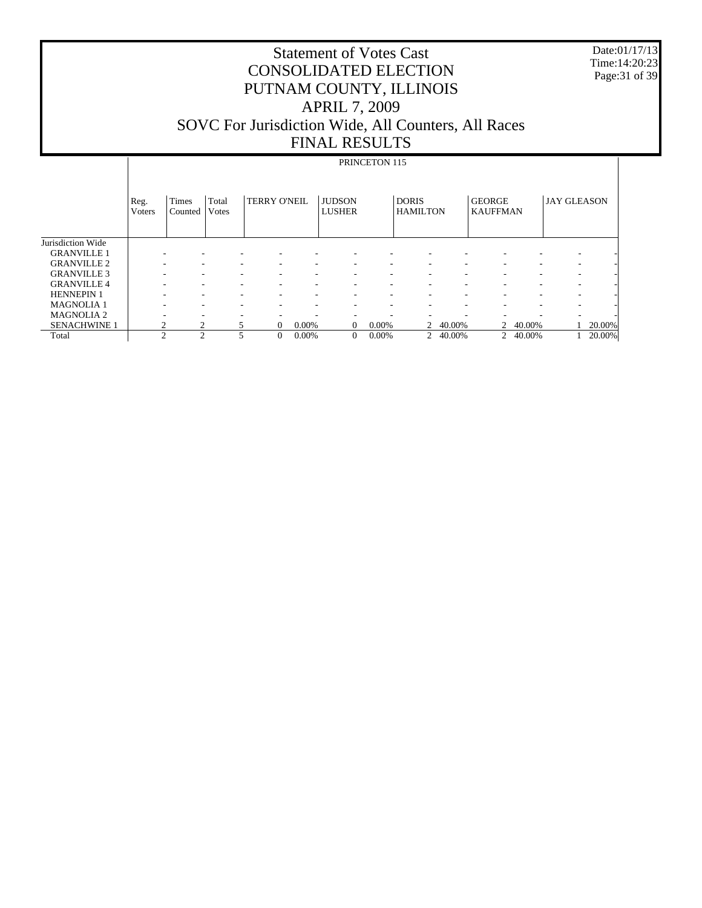# Statement of Votes Cast
# CONSOLIDATED ELECTION
# PUTNAM COUNTY, ILLINOIS
# APRIL 7, 2009
# SOVC For Jurisdiction Wide, All Counters, All Races
# FINAL RESULTS

Date:01/17/13
Time:14:20:23

PRINCETON 115

| | Reg. Voters | Times Counted | Total Votes | TERRY O'NEIL | | JUDSON LUSHER | | DORIS HAMILTON | | GEORGE KAUFFMAN | | JAY GLEASON | |
|---|---|---|---|---|---|---|---|---|---|---|---|---|---|
| Jurisdiction Wide | | | | | | | | | | | | | |
| GRANVILLE 1 | - | - | - | - | - | - | - | - | - | - | - | - | - |
| GRANVILLE 2 | - | - | - | - | - | - | - | - | - | - | - | - | - |
| GRANVILLE 3 | - | - | - | - | - | - | - | - | - | - | - | - | - |
| GRANVILLE 4 | - | - | - | - | - | - | - | - | - | - | - | - | - |
| HENNEPIN 1 | - | - | - | - | - | - | - | - | - | - | - | - | - |
| MAGNOLIA 1 | - | - | - | - | - | - | - | - | - | - | - | - | - |
| MAGNOLIA 2 | - | - | - | - | - | - | - | - | - | - | - | - | - |
| SENACHWINE 1 | 2 | 2 | 5 | 0 | 0.00% | 0 | 0.00% | 2 | 40.00% | 2 | 40.00% | 1 | 20.00% |
| Total | 2 | 2 | 5 | 0 | 0.00% | 0 | 0.00% | 2 | 40.00% | 2 | 40.00% | 1 | 20.00% |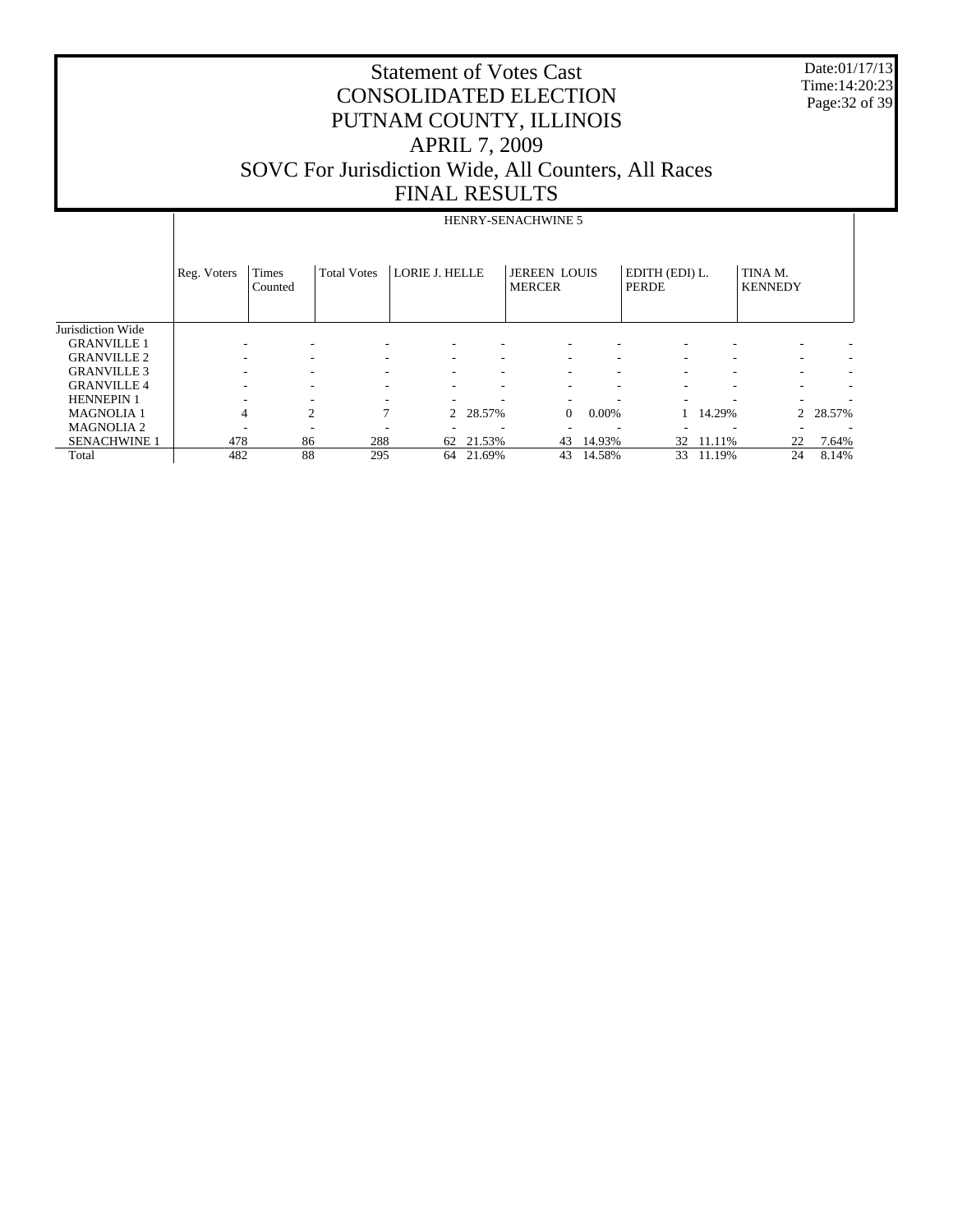# Statement of Votes Cast
# CONSOLIDATED ELECTION
# PUTNAM COUNTY, ILLINOIS
# APRIL 7, 2009
# SOVC For Jurisdiction Wide, All Counters, All Races
# FINAL RESULTS

Date:01/17/13
Time:14:20:23

| | HENRY-SENACHWINE 5 | | | | | | | | | | | |
|---|---|---|---|---|---|---|---|---|---|---|---|---|
| | Reg. Voters | Times Counted | Total Votes | LORIE J. HELLE | | JEREEN LOUIS MERCER | | EDITH (EDI) L. PERDE | | TINA M. KENNEDY | | |
| Jurisdiction Wide | | | | | | | | | | | | |
| GRANVILLE 1 | - | - | - | - | - | - | - | - | - | - | - | |
| GRANVILLE 2 | - | - | - | - | - | - | - | - | - | - | - | |
| GRANVILLE 3 | - | - | - | - | - | - | - | - | - | - | - | |
| GRANVILLE 4 | - | - | - | - | - | - | - | - | - | - | - | |
| HENNEPIN 1 | - | - | - | - | - | - | - | - | - | - | - | |
| MAGNOLIA 1 | 4 | 2 | 7 | 2 | 28.57% | 0 | 0.00% | 1 | 14.29% | 2 | 28.57% | |
| MAGNOLIA 2 | - | - | - | - | - | - | - | - | - | - | - | |
| SENACHWINE 1 | 478 | 86 | 288 | 62 | 21.53% | 43 | 14.93% | 32 | 11.11% | 22 | 7.64% | |
| Total | 482 | 88 | 295 | 64 | 21.69% | 43 | 14.58% | 33 | 11.19% | 24 | 8.14% | |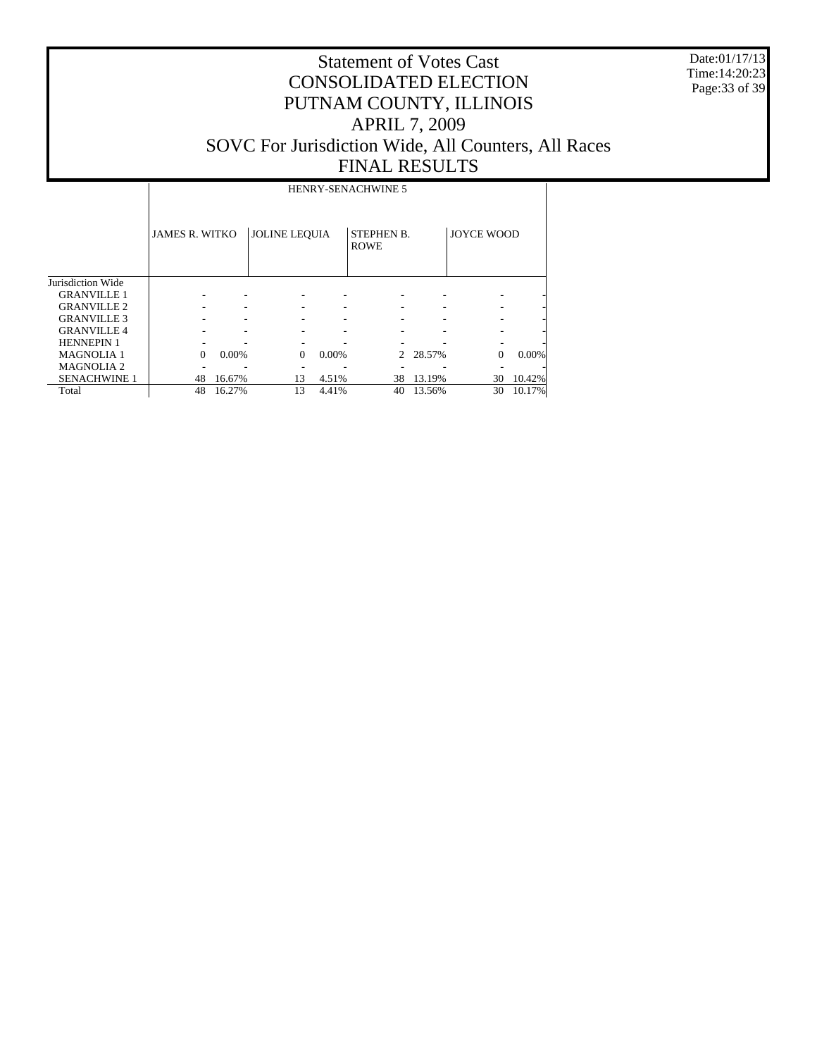# Statement of Votes Cast
# CONSOLIDATED ELECTION
# PUTNAM COUNTY, ILLINOIS
# APRIL 7, 2009
# SOVC For Jurisdiction Wide, All Counters, All Races
# FINAL RESULTS

Date:01/17/13
Time:14:20:23

| | HENRY-SENACHWINE 5 | | | | | | | |
|---|---|---|---|---|---|---|---|---|
| | JAMES R. WITKO | | JOLINE LEQUIA | | STEPHEN B. ROWE | | JOYCE WOOD | |
| Jurisdiction Wide | | | | | | | | |
| GRANVILLE 1 | - | - | - | - | - | - | - | - |
| GRANVILLE 2 | - | - | - | - | - | - | - | - |
| GRANVILLE 3 | - | - | - | - | - | - | - | - |
| GRANVILLE 4 | - | - | - | - | - | - | - | - |
| HENNEPIN 1 | - | - | - | - | - | - | - | - |
| MAGNOLIA 1 | 0 | 0.00% | 0 | 0.00% | 2 | 28.57% | 0 | 0.00% |
| MAGNOLIA 2 | - | - | - | - | - | - | - | - |
| SENACHWINE 1 | 48 | 16.67% | 13 | 4.51% | 38 | 13.19% | 30 | 10.42% |
| Total | 48 | 16.27% | 13 | 4.41% | 40 | 13.56% | 30 | 10.17% |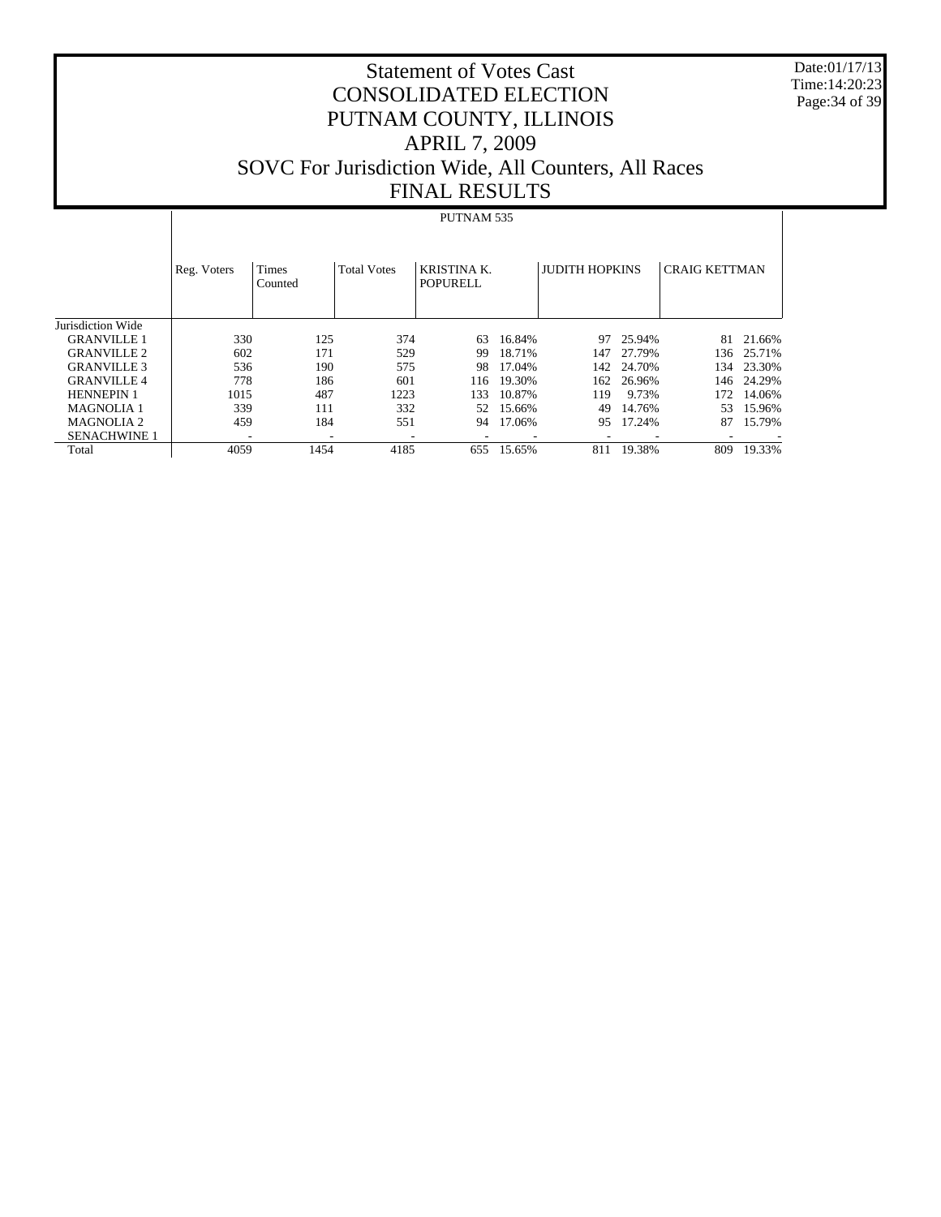# Statement of Votes Cast
# CONSOLIDATED ELECTION
# PUTNAM COUNTY, ILLINOIS
# APRIL 7, 2009
# SOVC For Jurisdiction Wide, All Counters, All Races
# FINAL RESULTS

Date:01/17/13
Time:14:20:23

PUTNAM 535

| | Reg. Voters | Times Counted | Total Votes | KRISTINA K. POPURELL | | JUDITH HOPKINS | | CRAIG KETTMAN | |
|---|---|---|---|---|---|---|---|---|---|
| Jurisdiction Wide | | | | | | | | | |
| GRANVILLE 1 | 330 | 125 | 374 | 63 | 16.84% | 97 | 25.94% | 81 | 21.66% |
| GRANVILLE 2 | 602 | 171 | 529 | 99 | 18.71% | 147 | 27.79% | 136 | 25.71% |
| GRANVILLE 3 | 536 | 190 | 575 | 98 | 17.04% | 142 | 24.70% | 134 | 23.30% |
| GRANVILLE 4 | 778 | 186 | 601 | 116 | 19.30% | 162 | 26.96% | 146 | 24.29% |
| HENNEPIN 1 | 1015 | 487 | 1223 | 133 | 10.87% | 119 | 9.73% | 172 | 14.06% |
| MAGNOLIA 1 | 339 | 111 | 332 | 52 | 15.66% | 49 | 14.76% | 53 | 15.96% |
| MAGNOLIA 2 | 459 | 184 | 551 | 94 | 17.06% | 95 | 17.24% | 87 | 15.79% |
| SENACHWINE 1 | - | - | - | - | - | - | - | - | - |
| Total | 4059 | 1454 | 4185 | 655 | 15.65% | 811 | 19.38% | 809 | 19.33% |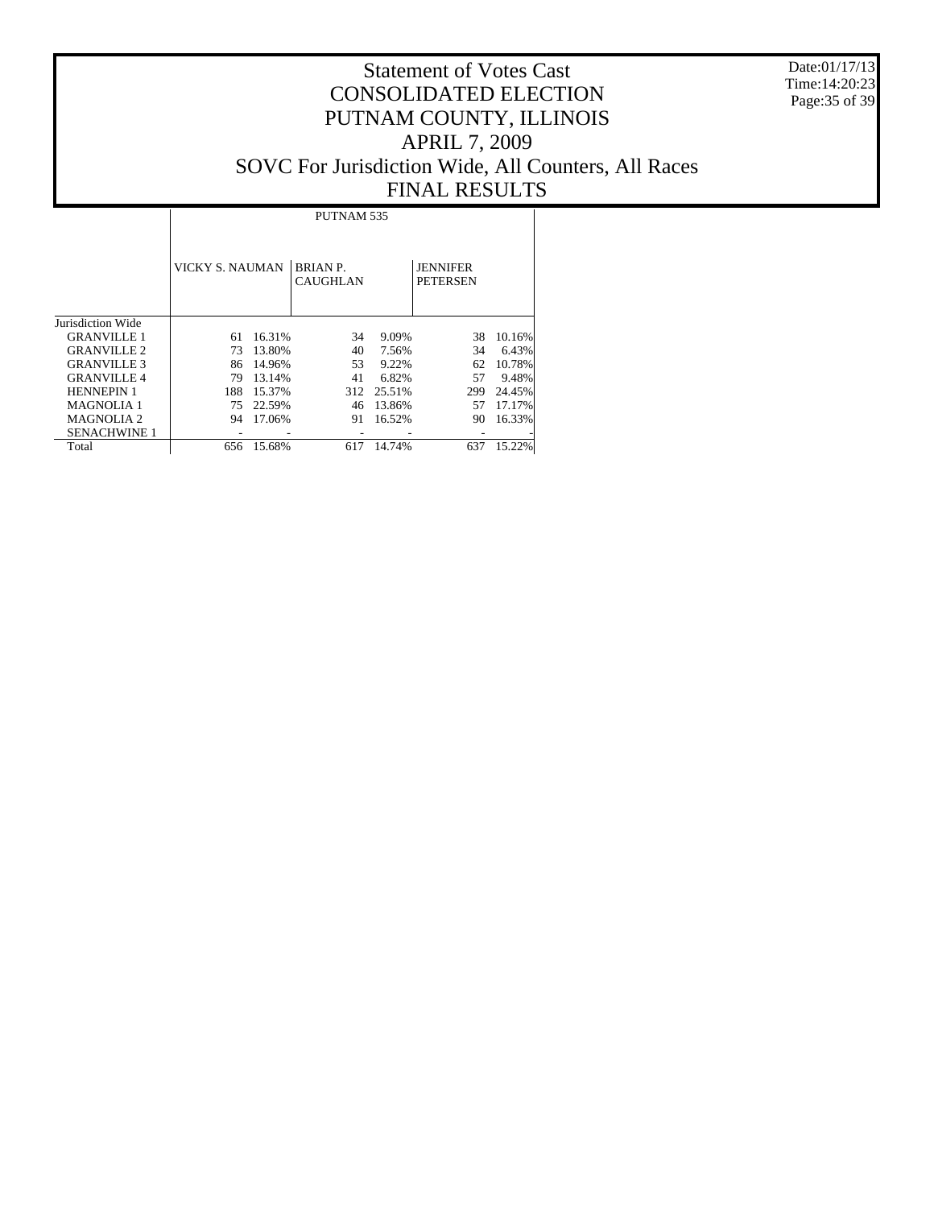# Statement of Votes Cast
# CONSOLIDATED ELECTION
# PUTNAM COUNTY, ILLINOIS
# APRIL 7, 2009
# SOVC For Jurisdiction Wide, All Counters, All Races
# FINAL RESULTS

Date:01/17/13
Time:14:20:23

| | PUTNAM 535 | | | | | |
|---|---|---|---|---|---|---|
| | VICKY S. NAUMAN | | BRIAN P. CAUGHLAN | | JENNIFER PETERSEN | |
| Jurisdiction Wide | | | | | | |
| GRANVILLE 1 | 61 | 16.31% | 34 | 9.09% | 38 | 10.16% |
| GRANVILLE 2 | 73 | 13.80% | 40 | 7.56% | 34 | 6.43% |
| GRANVILLE 3 | 86 | 14.96% | 53 | 9.22% | 62 | 10.78% |
| GRANVILLE 4 | 79 | 13.14% | 41 | 6.82% | 57 | 9.48% |
| HENNEPIN 1 | 188 | 15.37% | 312 | 25.51% | 299 | 24.45% |
| MAGNOLIA 1 | 75 | 22.59% | 46 | 13.86% | 57 | 17.17% |
| MAGNOLIA 2 | 94 | 17.06% | 91 | 16.52% | 90 | 16.33% |
| SENACHWINE 1 | - | - | - | - | - | - |
| Total | 656 | 15.68% | 617 | 14.74% | 637 | 15.22% |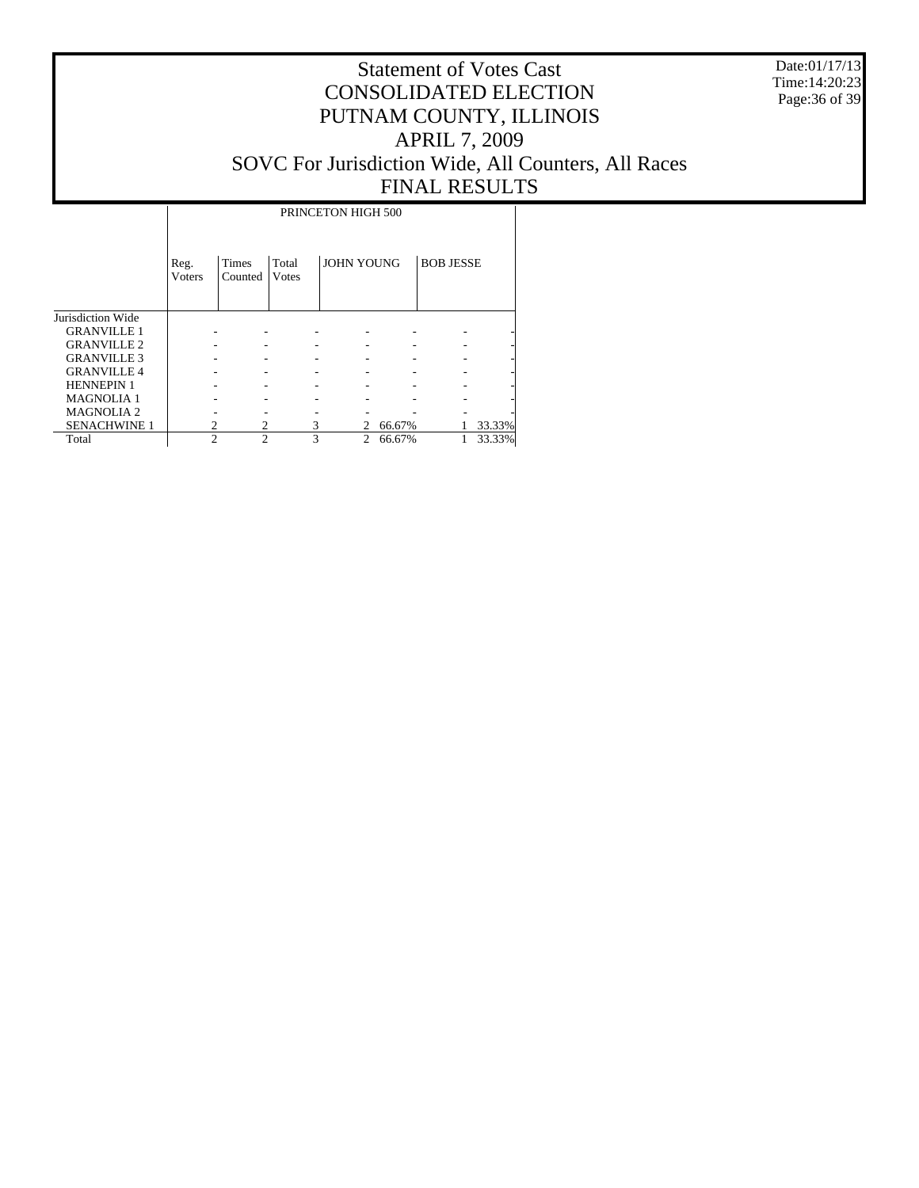# Statement of Votes Cast
# CONSOLIDATED ELECTION
# PUTNAM COUNTY, ILLINOIS
# APRIL 7, 2009
# SOVC For Jurisdiction Wide, All Counters, All Races
# FINAL RESULTS

Date:01/17/13
Time:14:20:23

| | PRINCETON HIGH 500 | | | | | | |
|---|---|---|---|---|---|---|---|
| | Reg. Voters | Times Counted | Total Votes | JOHN YOUNG | | BOB JESSE | |
| Jurisdiction Wide | | | | | | | |
| GRANVILLE 1 | - | - | - | - | - | - | - |
| GRANVILLE 2 | - | - | - | - | - | - | - |
| GRANVILLE 3 | - | - | - | - | - | - | - |
| GRANVILLE 4 | - | - | - | - | - | - | - |
| HENNEPIN 1 | - | - | - | - | - | - | - |
| MAGNOLIA 1 | - | - | - | - | - | - | - |
| MAGNOLIA 2 | - | - | - | - | - | - | - |
| SENACHWINE 1 | 2 | 2 | 3 | 2 | 66.67% | 1 | 33.33% |
| Total | 2 | 2 | 3 | 2 | 66.67% | 1 | 33.33% |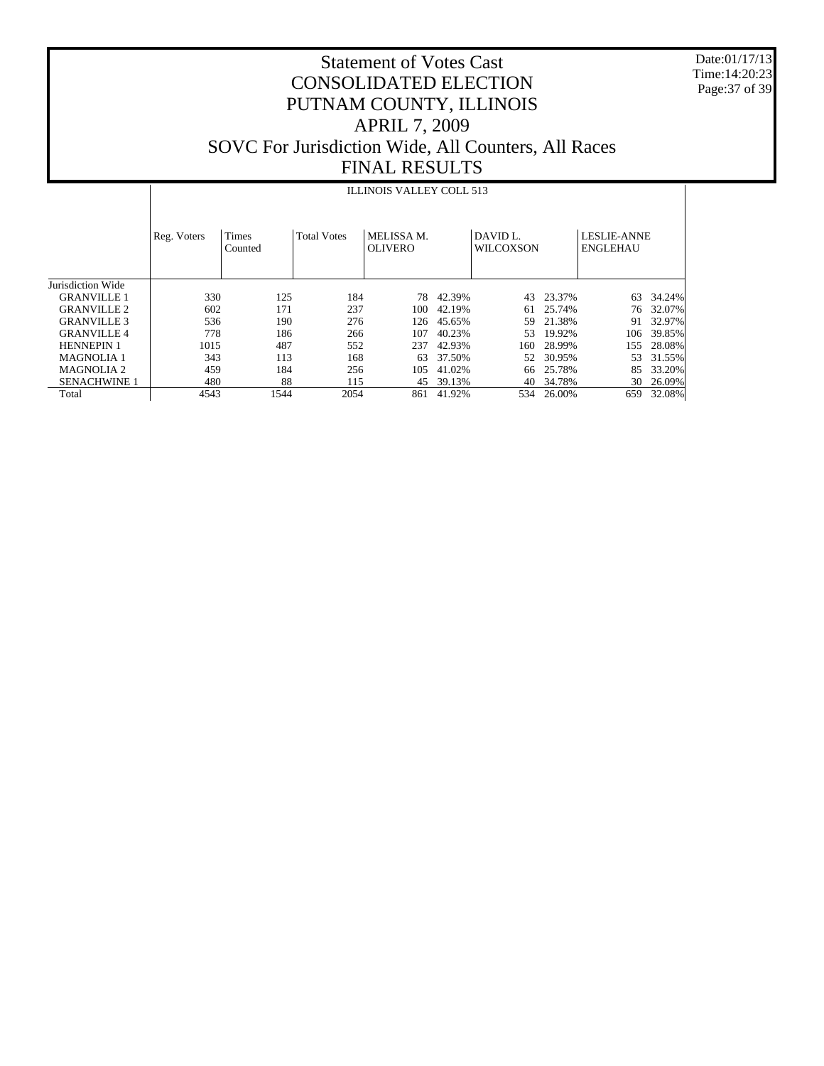# Statement of Votes Cast
# CONSOLIDATED ELECTION
# PUTNAM COUNTY, ILLINOIS
# APRIL 7, 2009
# SOVC For Jurisdiction Wide, All Counters, All Races
# FINAL RESULTS

Date:01/17/13
Time:14:20:23

| | ILLINOIS VALLEY COLL 513 | | | | | | | | |
|---|---|---|---|---|---|---|---|---|---|
| | Reg. Voters | Times Counted | Total Votes | MELISSA M. OLIVERO | | DAVID L. WILCOXSON | | LESLIE-ANNE ENGLEHAU | |
| Jurisdiction Wide | | | | | | | | | |
| GRANVILLE 1 | 330 | 125 | 184 | 78 | 42.39% | 43 | 23.37% | 63 | 34.24% |
| GRANVILLE 2 | 602 | 171 | 237 | 100 | 42.19% | 61 | 25.74% | 76 | 32.07% |
| GRANVILLE 3 | 536 | 190 | 276 | 126 | 45.65% | 59 | 21.38% | 91 | 32.97% |
| GRANVILLE 4 | 778 | 186 | 266 | 107 | 40.23% | 53 | 19.92% | 106 | 39.85% |
| HENNEPIN 1 | 1015 | 487 | 552 | 237 | 42.93% | 160 | 28.99% | 155 | 28.08% |
| MAGNOLIA 1 | 343 | 113 | 168 | 63 | 37.50% | 52 | 30.95% | 53 | 31.55% |
| MAGNOLIA 2 | 459 | 184 | 256 | 105 | 41.02% | 66 | 25.78% | 85 | 33.20% |
| SENACHWINE 1 | 480 | 88 | 115 | 45 | 39.13% | 40 | 34.78% | 30 | 26.09% |
| Total | 4543 | 1544 | 2054 | 861 | 41.92% | 534 | 26.00% | 659 | 32.08% |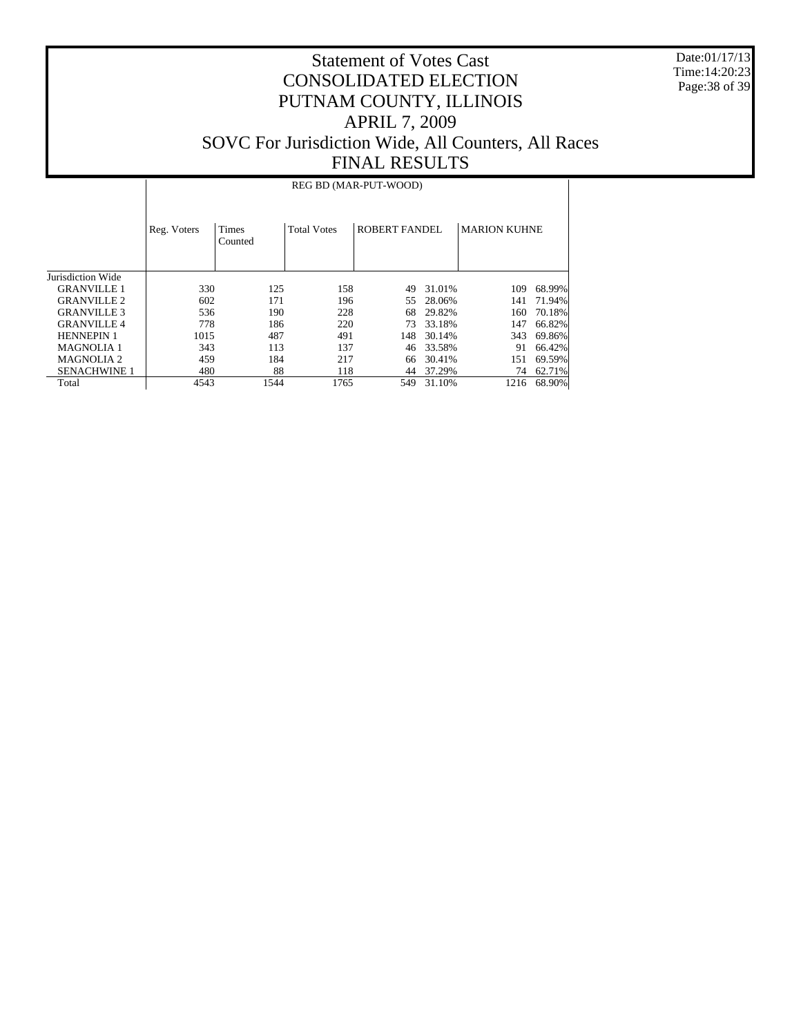# Statement of Votes Cast
# CONSOLIDATED ELECTION
# PUTNAM COUNTY, ILLINOIS
# APRIL 7, 2009
# SOVC For Jurisdiction Wide, All Counters, All Races
# FINAL RESULTS

Date:01/17/13
Time:14:20:23

| | REG BD (MAR-PUT-WOOD) | | | | | | |
|---|---|---|---|---|---|---|---|
| | Reg. Voters | Times Counted | Total Votes | ROBERT FANDEL | | MARION KUHNE | |
| Jurisdiction Wide | | | | | | | |
| GRANVILLE 1 | 330 | 125 | 158 | 49 | 31.01% | 109 | 68.99% |
| GRANVILLE 2 | 602 | 171 | 196 | 55 | 28.06% | 141 | 71.94% |
| GRANVILLE 3 | 536 | 190 | 228 | 68 | 29.82% | 160 | 70.18% |
| GRANVILLE 4 | 778 | 186 | 220 | 73 | 33.18% | 147 | 66.82% |
| HENNEPIN 1 | 1015 | 487 | 491 | 148 | 30.14% | 343 | 69.86% |
| MAGNOLIA 1 | 343 | 113 | 137 | 46 | 33.58% | 91 | 66.42% |
| MAGNOLIA 2 | 459 | 184 | 217 | 66 | 30.41% | 151 | 69.59% |
| SENACHWINE 1 | 480 | 88 | 118 | 44 | 37.29% | 74 | 62.71% |
| Total | 4543 | 1544 | 1765 | 549 | 31.10% | 1216 | 68.90% |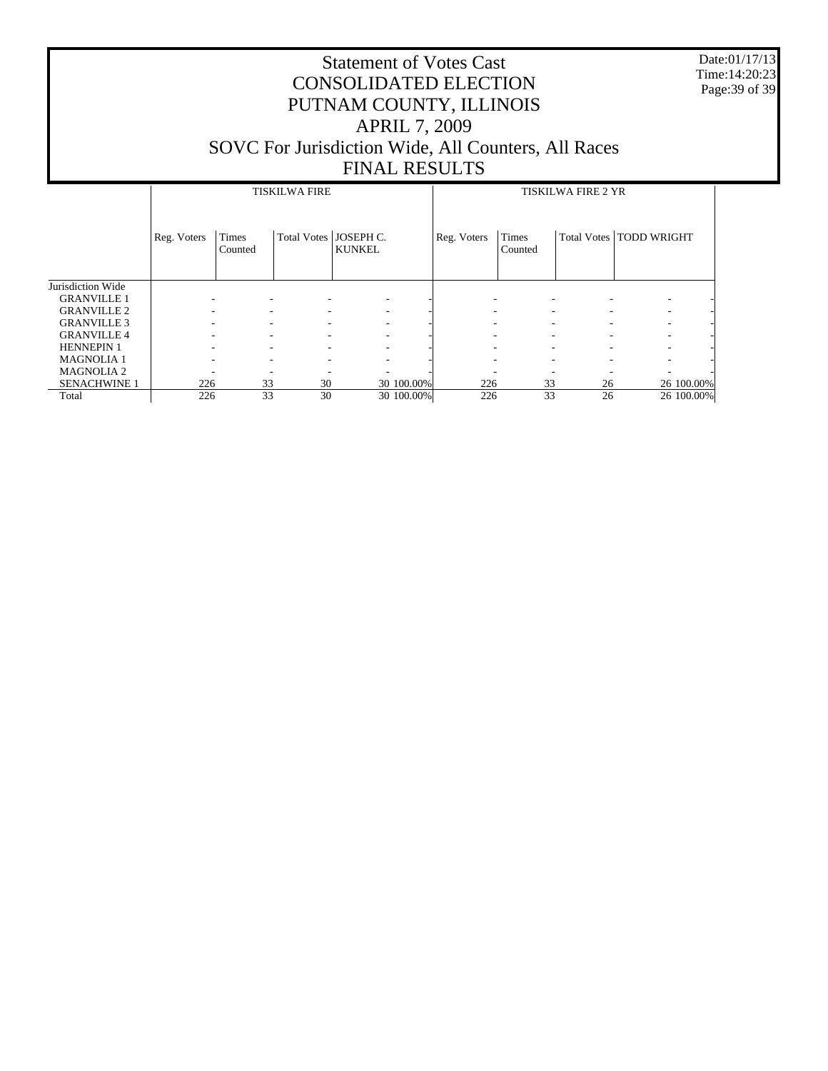# Statement of Votes Cast
# CONSOLIDATED ELECTION
# PUTNAM COUNTY, ILLINOIS
# APRIL 7, 2009
# SOVC For Jurisdiction Wide, All Counters, All Races
# FINAL RESULTS

Date:01/17/13
Time:14:20:23

| | TISKILWA FIRE | | | | | TISKILWA FIRE 2 YR | | | | |
|---|---|---|---|---|---|---|---|---|---|---|
| | Reg. Voters | Times Counted | Total Votes | JOSEPH C. KUNKEL | | Reg. Voters | Times Counted | Total Votes | TODD WRIGHT | |
| Jurisdiction Wide | | | | | | | | | | |
| GRANVILLE 1 | - | - | - | - | - | - | - | - | - | - |
| GRANVILLE 2 | - | - | - | - | - | - | - | - | - | - |
| GRANVILLE 3 | - | - | - | - | - | - | - | - | - | - |
| GRANVILLE 4 | - | - | - | - | - | - | - | - | - | - |
| HENNEPIN 1 | - | - | - | - | - | - | - | - | - | - |
| MAGNOLIA 1 | - | - | - | - | - | - | - | - | - | - |
| MAGNOLIA 2 | - | - | - | - | - | - | - | - | - | - |
| SENACHWINE 1 | 226 | 33 | 30 | 30 | 100.00% | 226 | 33 | 26 | 26 | 100.00% |
| Total | 226 | 33 | 30 | 30 | 100.00% | 226 | 33 | 26 | 26 | 100.00% |